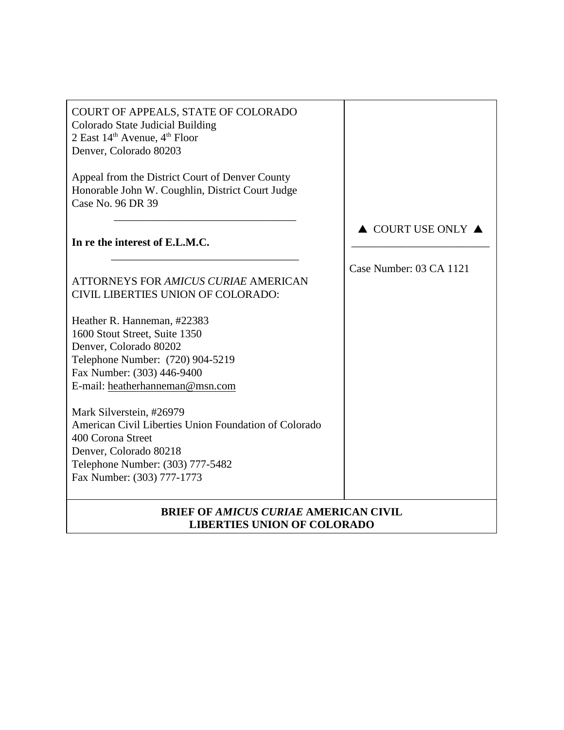COURT OF APPEALS, STATE OF COLORADO
Colorado State Judicial Building
2 East 14th Avenue, 4th Floor
Denver, Colorado 80203

Appeal from the District Court of Denver County
Honorable John W. Coughlin, District Court Judge
Case No. 96 DR 39

---

**In re the interest of E.L.M.C.**

---

▲ COURT USE ONLY ▲

---

Case Number: 03 CA 1121

ATTORNEYS FOR *AMICUS CURIAE* AMERICAN CIVIL LIBERTIES UNION OF COLORADO:

Heather R. Hanneman, #22383
1600 Stout Street, Suite 1350
Denver, Colorado 80202
Telephone Number: (720) 904-5219
Fax Number: (303) 446-9400
E-mail: heatherhanneman@msn.com

Mark Silverstein, #26979
American Civil Liberties Union Foundation of Colorado
400 Corona Street
Denver, Colorado 80218
Telephone Number: (303) 777-5482
Fax Number: (303) 777-1773

**BRIEF OF *AMICUS CURIAE* AMERICAN CIVIL LIBERTIES UNION OF COLORADO**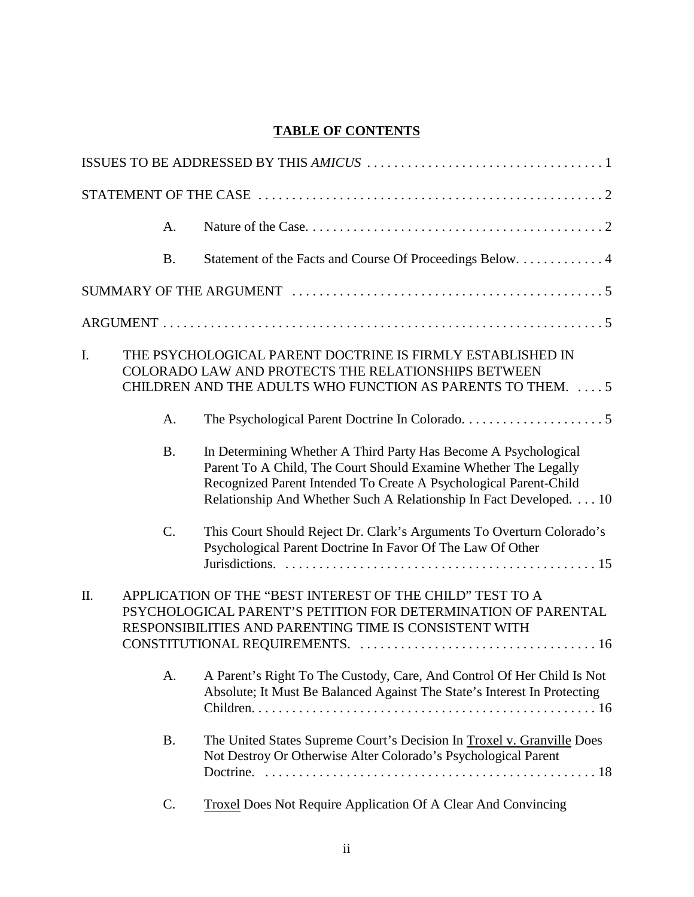# TABLE OF CONTENTS

ISSUES TO BE ADDRESSED BY THIS *AMICUS* . . . . . . . . . . . . . . . . . . . . . . . . . . . . . . . . . . . 1

STATEMENT OF THE CASE . . . . . . . . . . . . . . . . . . . . . . . . . . . . . . . . . . . . . . . . . . . . . . . . . 2

A. Nature of the Case. . . . . . . . . . . . . . . . . . . . . . . . . . . . . . . . . . . . . . . . . . . . 2

B. Statement of the Facts and Course Of Proceedings Below. . . . . . . . . . . . . 4

SUMMARY OF THE ARGUMENT . . . . . . . . . . . . . . . . . . . . . . . . . . . . . . . . . . . . . . . . . . 5

ARGUMENT . . . . . . . . . . . . . . . . . . . . . . . . . . . . . . . . . . . . . . . . . . . . . . . . . . . . . . . . . . . . 5

I. THE PSYCHOLOGICAL PARENT DOCTRINE IS FIRMLY ESTABLISHED IN COLORADO LAW AND PROTECTS THE RELATIONSHIPS BETWEEN CHILDREN AND THE ADULTS WHO FUNCTION AS PARENTS TO THEM. . . . . 5

A. The Psychological Parent Doctrine In Colorado. . . . . . . . . . . . . . . . . . . . . 5

B. In Determining Whether A Third Party Has Become A Psychological Parent To A Child, The Court Should Examine Whether The Legally Recognized Parent Intended To Create A Psychological Parent-Child Relationship And Whether Such A Relationship In Fact Developed. . . . 10

C. This Court Should Reject Dr. Clark's Arguments To Overturn Colorado's Psychological Parent Doctrine In Favor Of The Law Of Other Jurisdictions. . . . . . . . . . . . . . . . . . . . . . . . . . . . . . . . . . . . . . . . . . . . . . . 15

II. APPLICATION OF THE "BEST INTEREST OF THE CHILD" TEST TO A PSYCHOLOGICAL PARENT'S PETITION FOR DETERMINATION OF PARENTAL RESPONSIBILITIES AND PARENTING TIME IS CONSISTENT WITH CONSTITUTIONAL REQUIREMENTS. . . . . . . . . . . . . . . . . . . . . . . . . . . . . . . . . . . 16

A. A Parent's Right To The Custody, Care, And Control Of Her Child Is Not Absolute; It Must Be Balanced Against The State's Interest In Protecting Children. . . . . . . . . . . . . . . . . . . . . . . . . . . . . . . . . . . . . . . . . . . . . . . . . . . 16

B. The United States Supreme Court's Decision In Troxel v. Granville Does Not Destroy Or Otherwise Alter Colorado's Psychological Parent Doctrine. . . . . . . . . . . . . . . . . . . . . . . . . . . . . . . . . . . . . . . . . . . . . . . . . . 18

C. Troxel Does Not Require Application Of A Clear And Convincing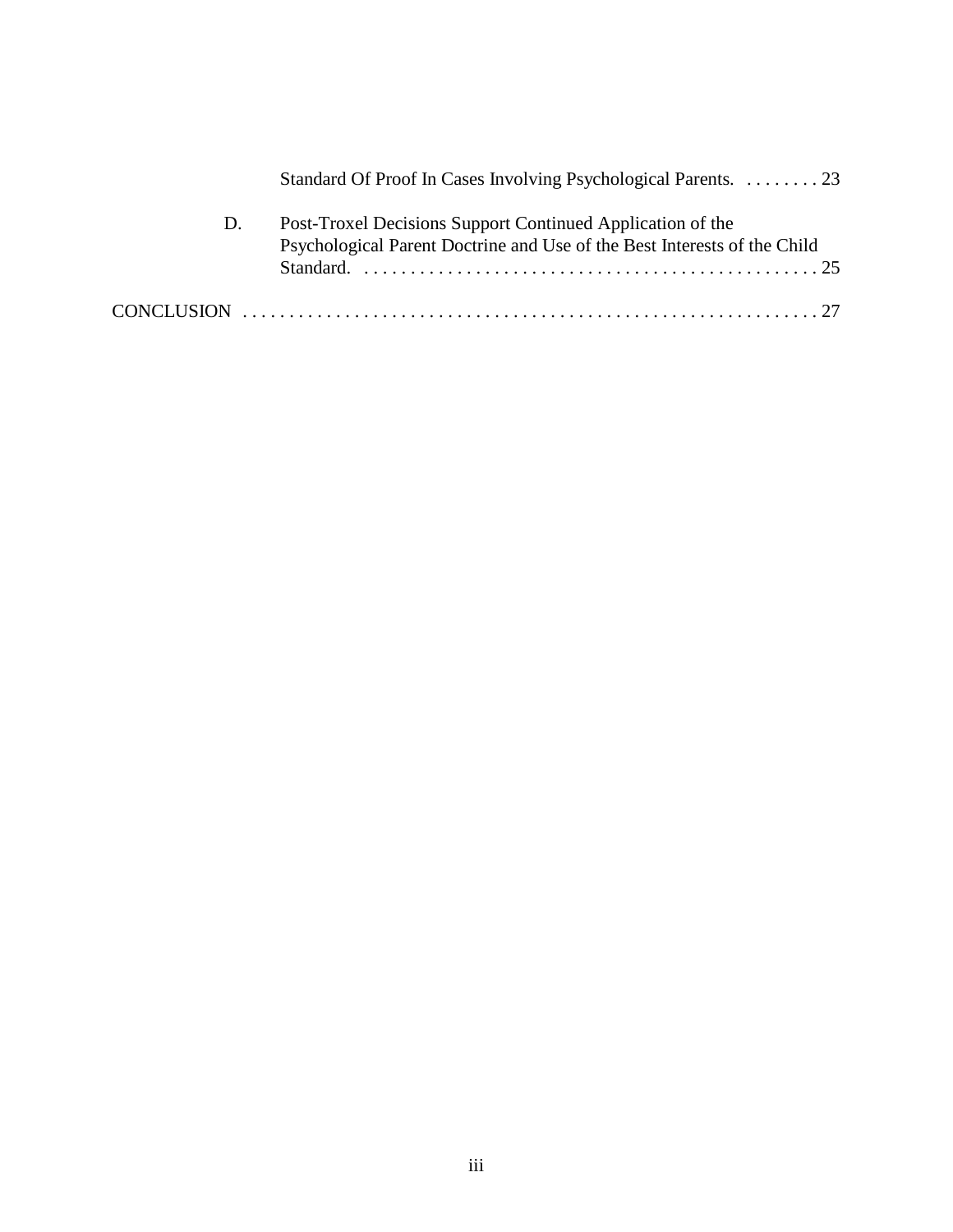Standard Of Proof In Cases Involving Psychological Parents. . . . . . . . . 23

D. Post-Troxel Decisions Support Continued Application of the Psychological Parent Doctrine and Use of the Best Interests of the Child Standard. . . . . . . . . . . . . . . . . . . . . . . . . . . . . . . . . . . . . . . . . . . . . . . . . . 25

CONCLUSION . . . . . . . . . . . . . . . . . . . . . . . . . . . . . . . . . . . . . . . . . . . . . . . . . . . . . . . . . . . . . . 27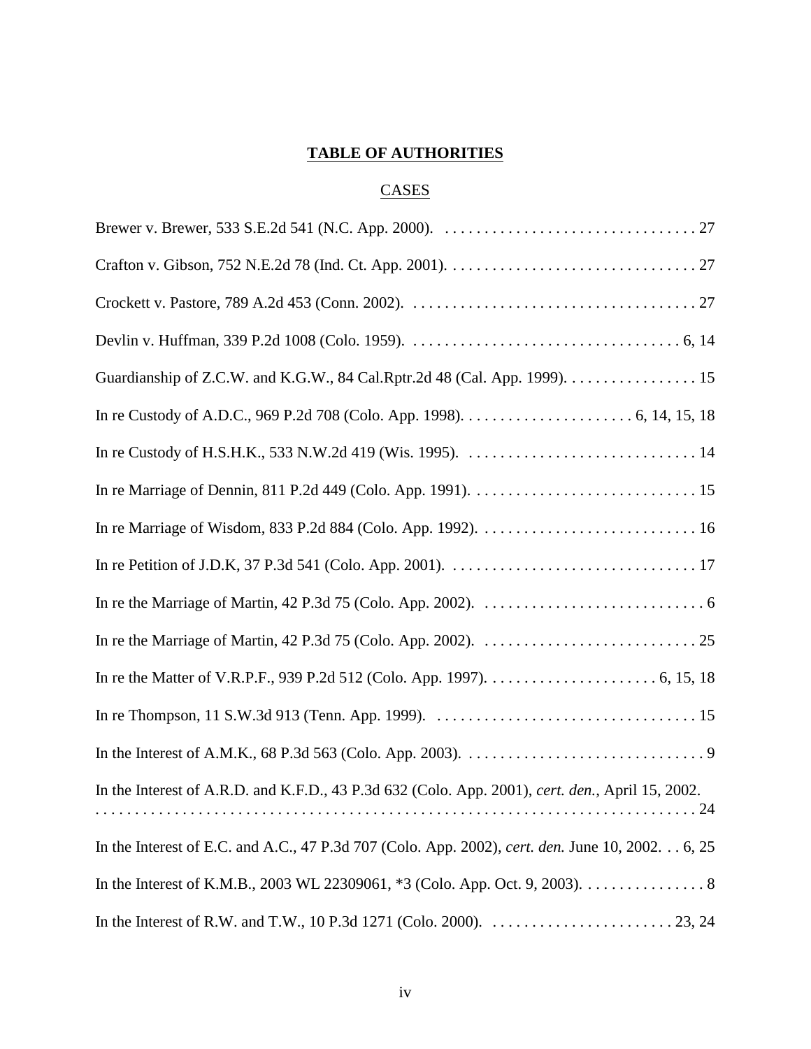# TABLE OF AUTHORITIES

## CASES

Brewer v. Brewer, 533 S.E.2d 541 (N.C. App. 2000). . . . . . . . . . . . . . . . . . . . . . . . . . . . . . . . . . 27

Crafton v. Gibson, 752 N.E.2d 78 (Ind. Ct. App. 2001). . . . . . . . . . . . . . . . . . . . . . . . . . . . . . . . 27

Crockett v. Pastore, 789 A.2d 453 (Conn. 2002). . . . . . . . . . . . . . . . . . . . . . . . . . . . . . . . . . . . . 27

Devlin v. Huffman, 339 P.2d 1008 (Colo. 1959). . . . . . . . . . . . . . . . . . . . . . . . . . . . . . . . . . 6, 14

Guardianship of Z.C.W. and K.G.W., 84 Cal.Rptr.2d 48 (Cal. App. 1999). . . . . . . . . . . . . . . . . 15

In re Custody of A.D.C., 969 P.2d 708 (Colo. App. 1998). . . . . . . . . . . . . . . . . . . . . . 6, 14, 15, 18

In re Custody of H.S.H.K., 533 N.W.2d 419 (Wis. 1995). . . . . . . . . . . . . . . . . . . . . . . . . . . . . . 14

In re Marriage of Dennin, 811 P.2d 449 (Colo. App. 1991). . . . . . . . . . . . . . . . . . . . . . . . . . . . . 15

In re Marriage of Wisdom, 833 P.2d 884 (Colo. App. 1992). . . . . . . . . . . . . . . . . . . . . . . . . . . . 16

In re Petition of J.D.K, 37 P.3d 541 (Colo. App. 2001). . . . . . . . . . . . . . . . . . . . . . . . . . . . . . . . 17

In re the Marriage of Martin, 42 P.3d 75 (Colo. App. 2002). . . . . . . . . . . . . . . . . . . . . . . . . . . . . 6

In re the Marriage of Martin, 42 P.3d 75 (Colo. App. 2002). . . . . . . . . . . . . . . . . . . . . . . . . . . . 25

In re the Matter of V.R.P.F., 939 P.2d 512 (Colo. App. 1997). . . . . . . . . . . . . . . . . . . . . . 6, 15, 18

In re Thompson, 11 S.W.3d 913 (Tenn. App. 1999). . . . . . . . . . . . . . . . . . . . . . . . . . . . . . . . . . 15

In the Interest of A.M.K., 68 P.3d 563 (Colo. App. 2003). . . . . . . . . . . . . . . . . . . . . . . . . . . . . . . 9

In the Interest of A.R.D. and K.F.D., 43 P.3d 632 (Colo. App. 2001), *cert. den.*, April 15, 2002. . . . . . . . . . . . . . . . . . . . . . . . . . . . . . . . . . . . . . . . . . . . . . . . . . . . . . . . . . . . . . . . . . . . . . . . 24

In the Interest of E.C. and A.C., 47 P.3d 707 (Colo. App. 2002), *cert. den.* June 10, 2002. . . 6, 25

In the Interest of K.M.B., 2003 WL 22309061, *3 (Colo. App. Oct. 9, 2003). . . . . . . . . . . . . . . . 8

In the Interest of R.W. and T.W., 10 P.3d 1271 (Colo. 2000). . . . . . . . . . . . . . . . . . . . . . . . 23, 24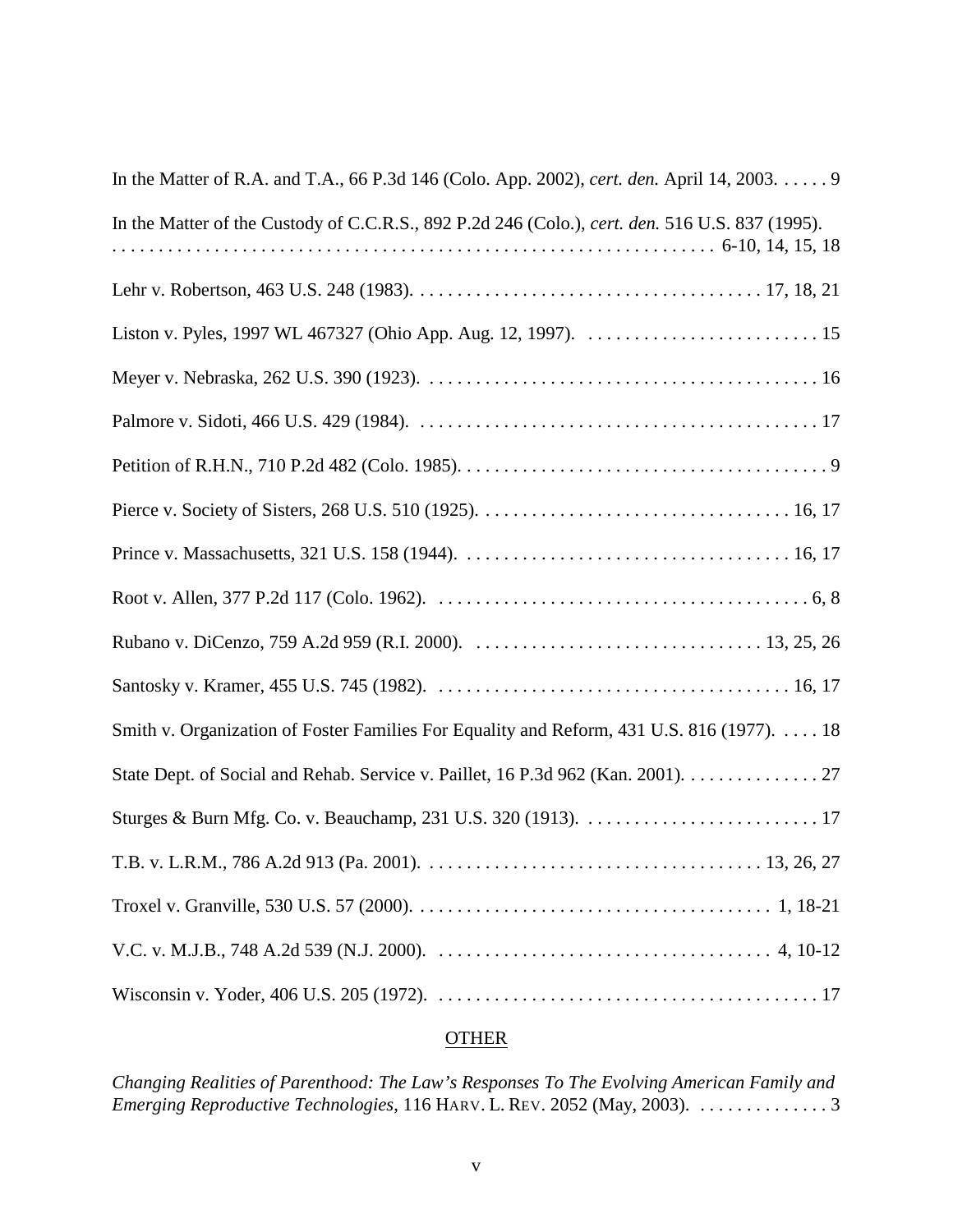In the Matter of R.A. and T.A., 66 P.3d 146 (Colo. App. 2002), *cert. den.* April 14, 2003. . . . . . 9

In the Matter of the Custody of C.C.R.S., 892 P.2d 246 (Colo.), *cert. den.* 516 U.S. 837 (1995). . . . . . . . . . . . . . . . . . . . . . . . . . . . . . . . . . . . . . . . . . . . . . . . . . . . . . . . . . . . . . . . 6-10, 14, 15, 18

Lehr v. Robertson, 463 U.S. 248 (1983). . . . . . . . . . . . . . . . . . . . . . . . . . . . . . . . . . . . . 17, 18, 21

Liston v. Pyles, 1997 WL 467327 (Ohio App. Aug. 12, 1997). . . . . . . . . . . . . . . . . . . . . . . . . . 15

Meyer v. Nebraska, 262 U.S. 390 (1923). . . . . . . . . . . . . . . . . . . . . . . . . . . . . . . . . . . . . . . . . . 16

Palmore v. Sidoti, 466 U.S. 429 (1984). . . . . . . . . . . . . . . . . . . . . . . . . . . . . . . . . . . . . . . . . . . 17

Petition of R.H.N., 710 P.2d 482 (Colo. 1985). . . . . . . . . . . . . . . . . . . . . . . . . . . . . . . . . . . . . . . . 9

Pierce v. Society of Sisters, 268 U.S. 510 (1925). . . . . . . . . . . . . . . . . . . . . . . . . . . . . . . . . . 16, 17

Prince v. Massachusetts, 321 U.S. 158 (1944). . . . . . . . . . . . . . . . . . . . . . . . . . . . . . . . . . . . 16, 17

Root v. Allen, 377 P.2d 117 (Colo. 1962). . . . . . . . . . . . . . . . . . . . . . . . . . . . . . . . . . . . . . . . . 6, 8

Rubano v. DiCenzo, 759 A.2d 959 (R.I. 2000). . . . . . . . . . . . . . . . . . . . . . . . . . . . . . . . 13, 25, 26

Santosky v. Kramer, 455 U.S. 745 (1982). . . . . . . . . . . . . . . . . . . . . . . . . . . . . . . . . . . . . . . 16, 17

Smith v. Organization of Foster Families For Equality and Reform, 431 U.S. 816 (1977). . . . . 18

State Dept. of Social and Rehab. Service v. Paillet, 16 P.3d 962 (Kan. 2001). . . . . . . . . . . . . . . 27

Sturges & Burn Mfg. Co. v. Beauchamp, 231 U.S. 320 (1913). . . . . . . . . . . . . . . . . . . . . . . . . . 17

T.B. v. L.R.M., 786 A.2d 913 (Pa. 2001). . . . . . . . . . . . . . . . . . . . . . . . . . . . . . . . . . . . . 13, 26, 27

Troxel v. Granville, 530 U.S. 57 (2000). . . . . . . . . . . . . . . . . . . . . . . . . . . . . . . . . . . . . . . 1, 18-21

V.C. v. M.J.B., 748 A.2d 539 (N.J. 2000). . . . . . . . . . . . . . . . . . . . . . . . . . . . . . . . . . . . . 4, 10-12

Wisconsin v. Yoder, 406 U.S. 205 (1972). . . . . . . . . . . . . . . . . . . . . . . . . . . . . . . . . . . . . . . . . . 17

## OTHER

*Changing Realities of Parenthood: The Law's Responses To The Evolving American Family and Emerging Reproductive Technologies*, 116 HARV. L. REV. 2052 (May, 2003). . . . . . . . . . . . . . 3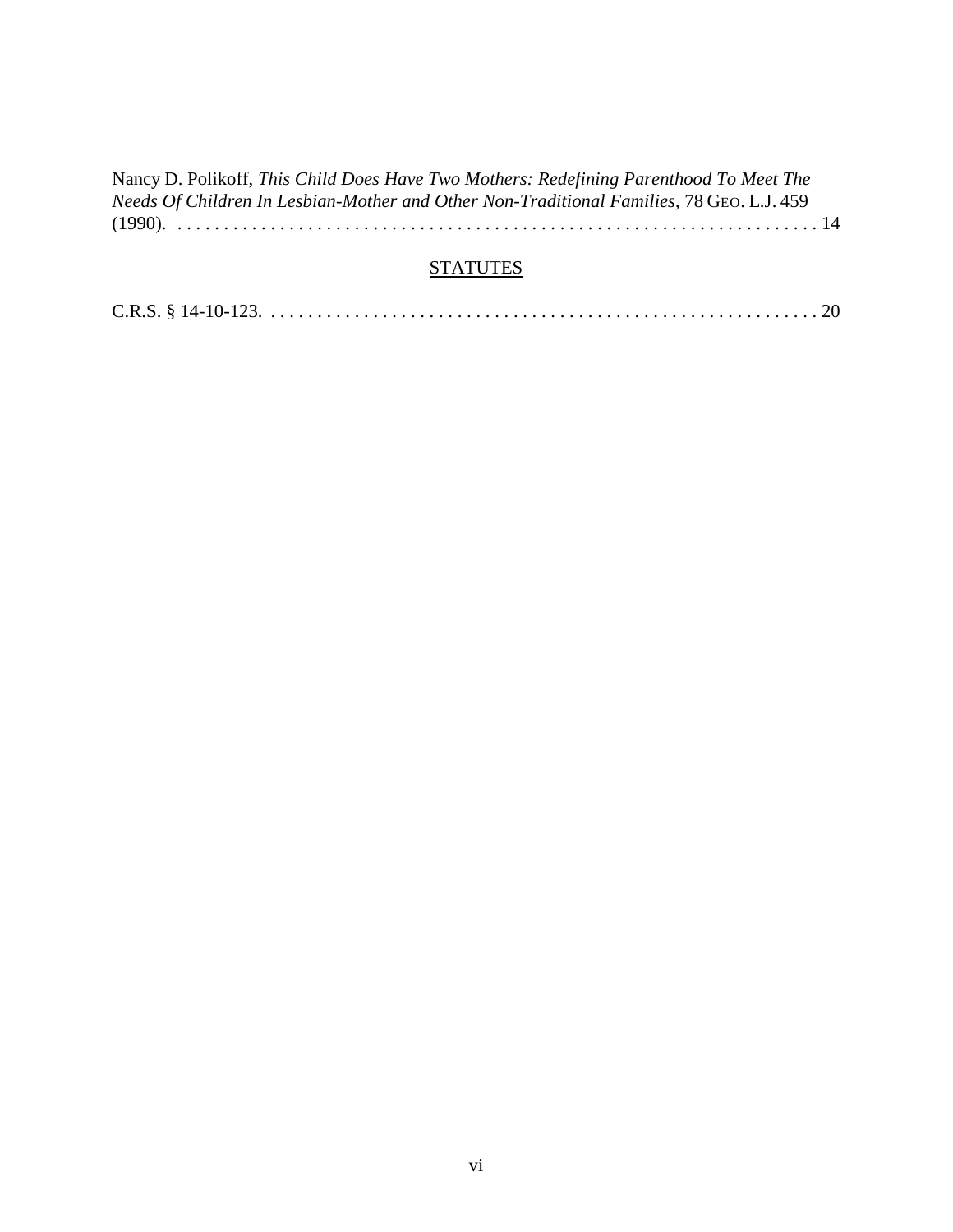Nancy D. Polikoff, *This Child Does Have Two Mothers: Redefining Parenthood To Meet The Needs Of Children In Lesbian-Mother and Other Non-Traditional Families*, 78 GEO. L.J. 459 (1990). . . . . . . . . . . . . . . . . . . . . . . . . . . . . . . . . . . . . . . . . . . . . . . . . . . . . . . . . . . . . . . . . . 14

## STATUTES

C.R.S. § 14-10-123. . . . . . . . . . . . . . . . . . . . . . . . . . . . . . . . . . . . . . . . . . . . . . . . . . . . . . . . . . . . 20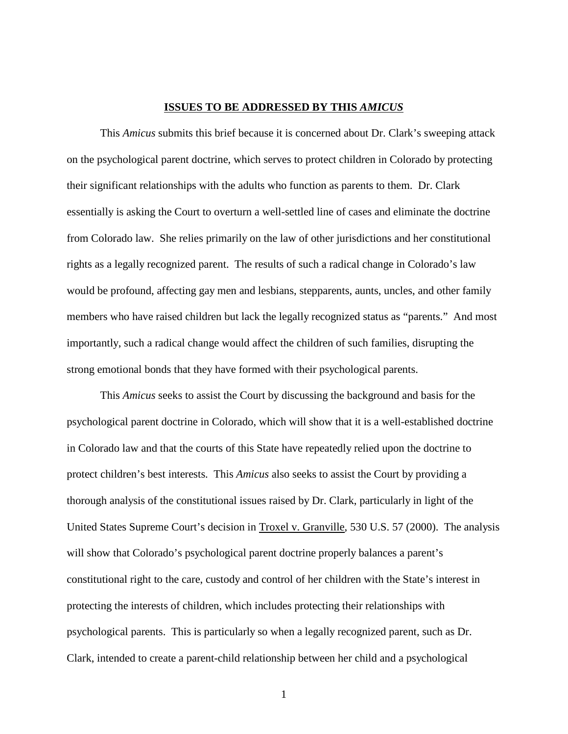## **ISSUES TO BE ADDRESSED BY THIS *AMICUS***

This *Amicus* submits this brief because it is concerned about Dr. Clark's sweeping attack on the psychological parent doctrine, which serves to protect children in Colorado by protecting their significant relationships with the adults who function as parents to them. Dr. Clark essentially is asking the Court to overturn a well-settled line of cases and eliminate the doctrine from Colorado law. She relies primarily on the law of other jurisdictions and her constitutional rights as a legally recognized parent. The results of such a radical change in Colorado's law would be profound, affecting gay men and lesbians, stepparents, aunts, uncles, and other family members who have raised children but lack the legally recognized status as "parents." And most importantly, such a radical change would affect the children of such families, disrupting the strong emotional bonds that they have formed with their psychological parents.

This *Amicus* seeks to assist the Court by discussing the background and basis for the psychological parent doctrine in Colorado, which will show that it is a well-established doctrine in Colorado law and that the courts of this State have repeatedly relied upon the doctrine to protect children's best interests. This *Amicus* also seeks to assist the Court by providing a thorough analysis of the constitutional issues raised by Dr. Clark, particularly in light of the United States Supreme Court's decision in Troxel v. Granville, 530 U.S. 57 (2000). The analysis will show that Colorado's psychological parent doctrine properly balances a parent's constitutional right to the care, custody and control of her children with the State's interest in protecting the interests of children, which includes protecting their relationships with psychological parents. This is particularly so when a legally recognized parent, such as Dr. Clark, intended to create a parent-child relationship between her child and a psychological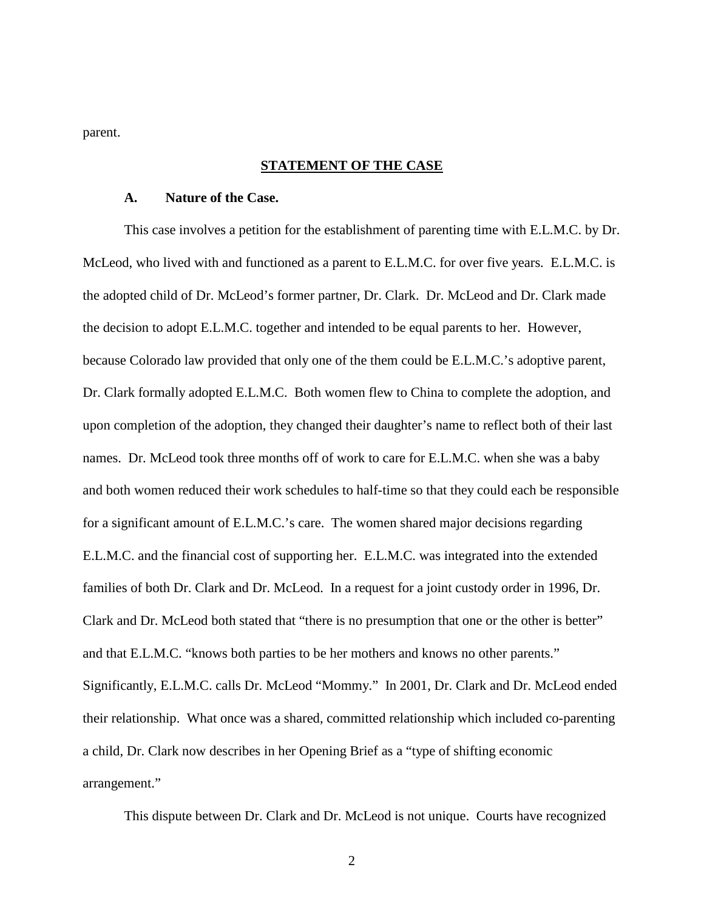parent.

## STATEMENT OF THE CASE

### A. Nature of the Case.

This case involves a petition for the establishment of parenting time with E.L.M.C. by Dr. McLeod, who lived with and functioned as a parent to E.L.M.C. for over five years. E.L.M.C. is the adopted child of Dr. McLeod's former partner, Dr. Clark. Dr. McLeod and Dr. Clark made the decision to adopt E.L.M.C. together and intended to be equal parents to her. However, because Colorado law provided that only one of the them could be E.L.M.C.'s adoptive parent, Dr. Clark formally adopted E.L.M.C. Both women flew to China to complete the adoption, and upon completion of the adoption, they changed their daughter's name to reflect both of their last names. Dr. McLeod took three months off of work to care for E.L.M.C. when she was a baby and both women reduced their work schedules to half-time so that they could each be responsible for a significant amount of E.L.M.C.'s care. The women shared major decisions regarding E.L.M.C. and the financial cost of supporting her. E.L.M.C. was integrated into the extended families of both Dr. Clark and Dr. McLeod. In a request for a joint custody order in 1996, Dr. Clark and Dr. McLeod both stated that "there is no presumption that one or the other is better" and that E.L.M.C. "knows both parties to be her mothers and knows no other parents." Significantly, E.L.M.C. calls Dr. McLeod "Mommy." In 2001, Dr. Clark and Dr. McLeod ended their relationship. What once was a shared, committed relationship which included co-parenting a child, Dr. Clark now describes in her Opening Brief as a "type of shifting economic arrangement."

This dispute between Dr. Clark and Dr. McLeod is not unique. Courts have recognized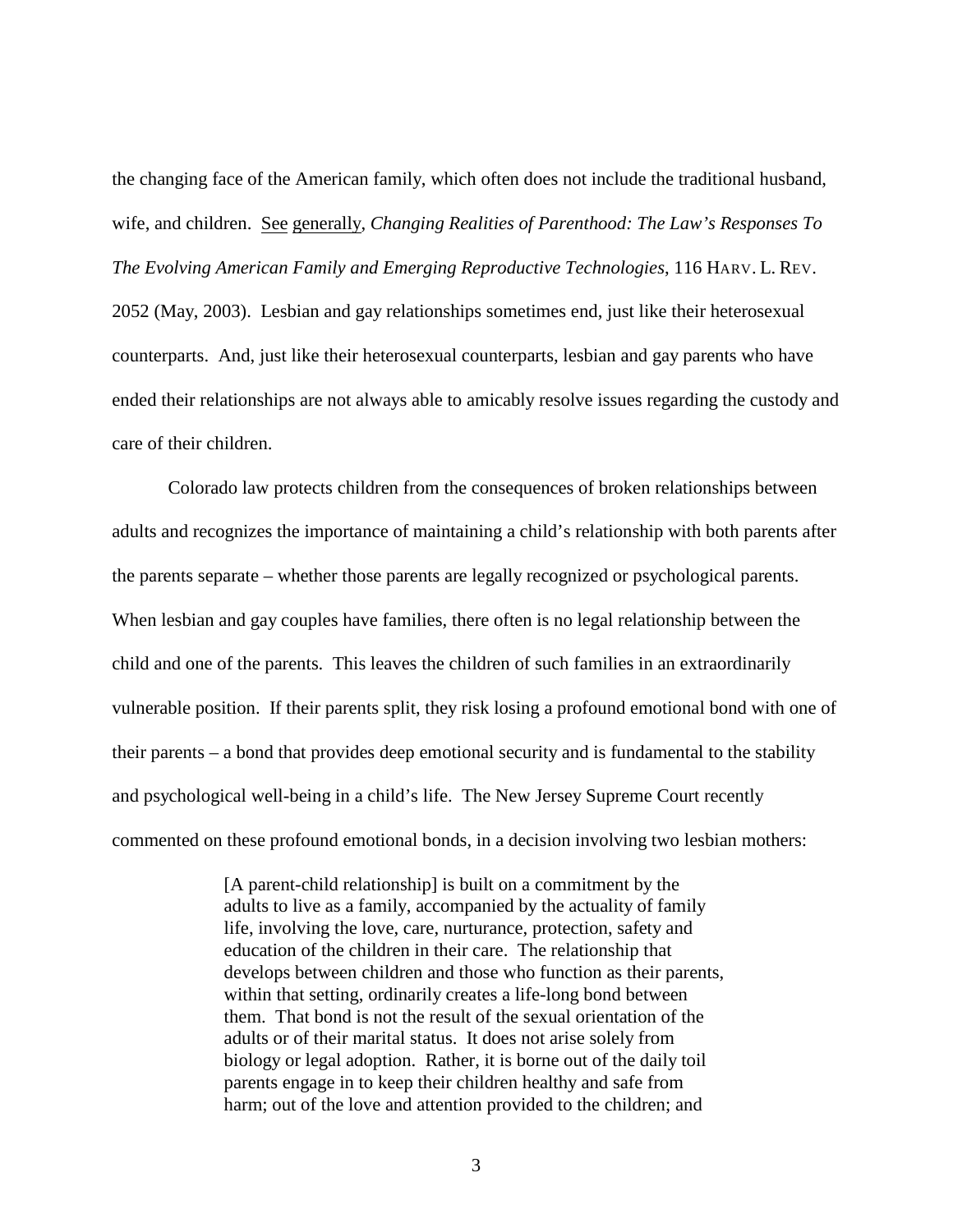the changing face of the American family, which often does not include the traditional husband, wife, and children. See generally, *Changing Realities of Parenthood: The Law's Responses To The Evolving American Family and Emerging Reproductive Technologies*, 116 HARV. L. REV. 2052 (May, 2003). Lesbian and gay relationships sometimes end, just like their heterosexual counterparts. And, just like their heterosexual counterparts, lesbian and gay parents who have ended their relationships are not always able to amicably resolve issues regarding the custody and care of their children.

Colorado law protects children from the consequences of broken relationships between adults and recognizes the importance of maintaining a child's relationship with both parents after the parents separate – whether those parents are legally recognized or psychological parents. When lesbian and gay couples have families, there often is no legal relationship between the child and one of the parents. This leaves the children of such families in an extraordinarily vulnerable position. If their parents split, they risk losing a profound emotional bond with one of their parents – a bond that provides deep emotional security and is fundamental to the stability and psychological well-being in a child's life. The New Jersey Supreme Court recently commented on these profound emotional bonds, in a decision involving two lesbian mothers:

> [A parent-child relationship] is built on a commitment by the adults to live as a family, accompanied by the actuality of family life, involving the love, care, nurturance, protection, safety and education of the children in their care. The relationship that develops between children and those who function as their parents, within that setting, ordinarily creates a life-long bond between them. That bond is not the result of the sexual orientation of the adults or of their marital status. It does not arise solely from biology or legal adoption. Rather, it is borne out of the daily toil parents engage in to keep their children healthy and safe from harm; out of the love and attention provided to the children; and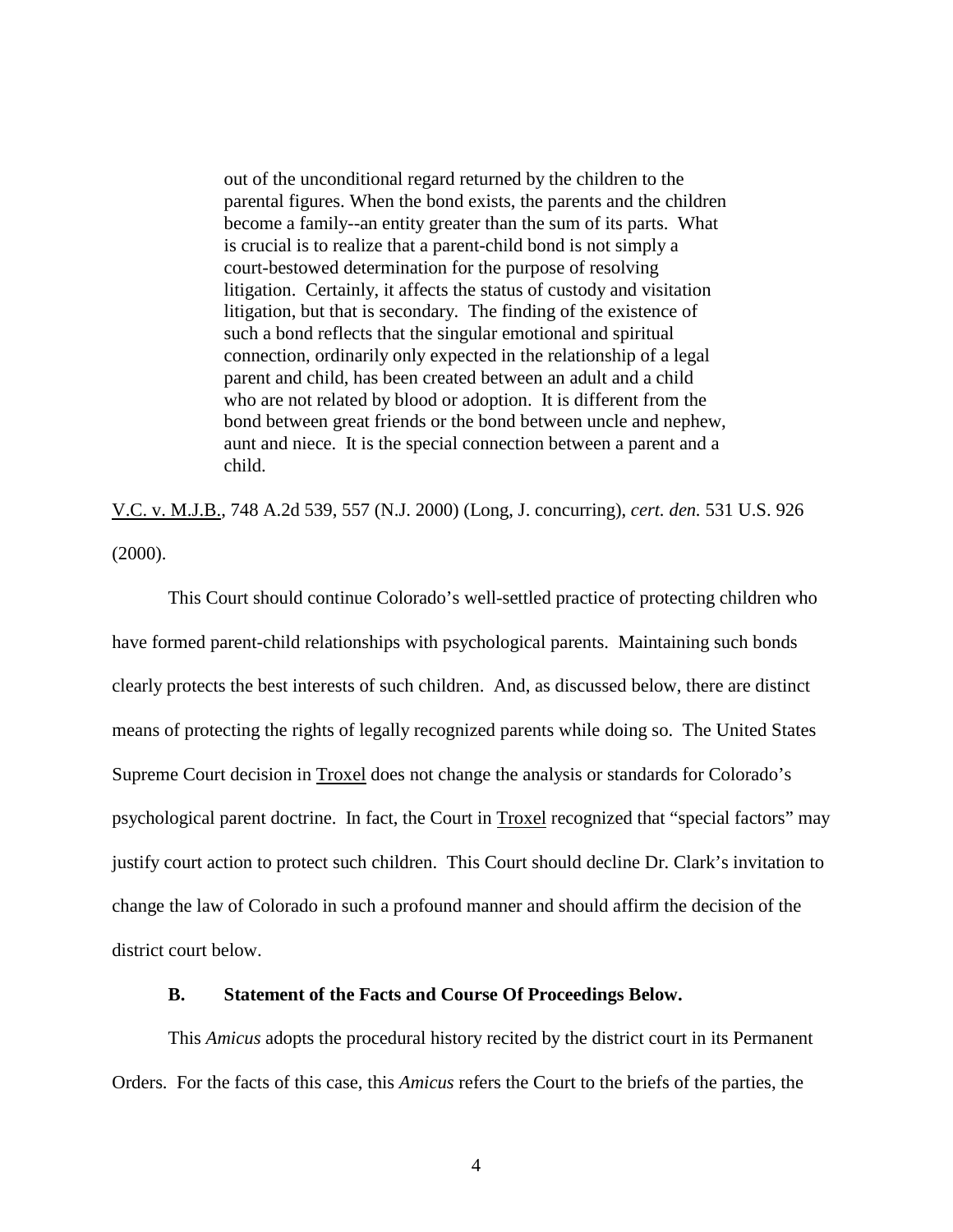> out of the unconditional regard returned by the children to the parental figures. When the bond exists, the parents and the children become a family--an entity greater than the sum of its parts. What is crucial is to realize that a parent-child bond is not simply a court-bestowed determination for the purpose of resolving litigation. Certainly, it affects the status of custody and visitation litigation, but that is secondary. The finding of the existence of such a bond reflects that the singular emotional and spiritual connection, ordinarily only expected in the relationship of a legal parent and child, has been created between an adult and a child who are not related by blood or adoption. It is different from the bond between great friends or the bond between uncle and nephew, aunt and niece. It is the special connection between a parent and a child.

V.C. v. M.J.B., 748 A.2d 539, 557 (N.J. 2000) (Long, J. concurring), *cert. den.* 531 U.S. 926 (2000).

This Court should continue Colorado's well-settled practice of protecting children who have formed parent-child relationships with psychological parents. Maintaining such bonds clearly protects the best interests of such children. And, as discussed below, there are distinct means of protecting the rights of legally recognized parents while doing so. The United States Supreme Court decision in Troxel does not change the analysis or standards for Colorado's psychological parent doctrine. In fact, the Court in Troxel recognized that "special factors" may justify court action to protect such children. This Court should decline Dr. Clark's invitation to change the law of Colorado in such a profound manner and should affirm the decision of the district court below.

### B. Statement of the Facts and Course Of Proceedings Below.

This *Amicus* adopts the procedural history recited by the district court in its Permanent Orders. For the facts of this case, this *Amicus* refers the Court to the briefs of the parties, the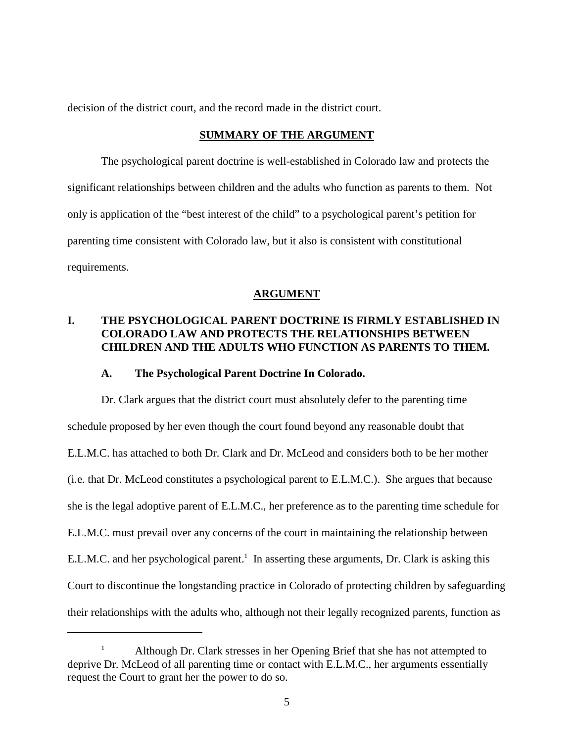decision of the district court, and the record made in the district court.

## SUMMARY OF THE ARGUMENT

The psychological parent doctrine is well-established in Colorado law and protects the significant relationships between children and the adults who function as parents to them. Not only is application of the "best interest of the child" to a psychological parent's petition for parenting time consistent with Colorado law, but it also is consistent with constitutional requirements.

## ARGUMENT

### I. THE PSYCHOLOGICAL PARENT DOCTRINE IS FIRMLY ESTABLISHED IN COLORADO LAW AND PROTECTS THE RELATIONSHIPS BETWEEN CHILDREN AND THE ADULTS WHO FUNCTION AS PARENTS TO THEM.

#### A. The Psychological Parent Doctrine In Colorado.

Dr. Clark argues that the district court must absolutely defer to the parenting time schedule proposed by her even though the court found beyond any reasonable doubt that E.L.M.C. has attached to both Dr. Clark and Dr. McLeod and considers both to be her mother (i.e. that Dr. McLeod constitutes a psychological parent to E.L.M.C.). She argues that because she is the legal adoptive parent of E.L.M.C., her preference as to the parenting time schedule for E.L.M.C. must prevail over any concerns of the court in maintaining the relationship between E.L.M.C. and her psychological parent.[1] In asserting these arguments, Dr. Clark is asking this Court to discontinue the longstanding practice in Colorado of protecting children by safeguarding their relationships with the adults who, although not their legally recognized parents, function as

---

[1] Although Dr. Clark stresses in her Opening Brief that she has not attempted to deprive Dr. McLeod of all parenting time or contact with E.L.M.C., her arguments essentially request the Court to grant her the power to do so.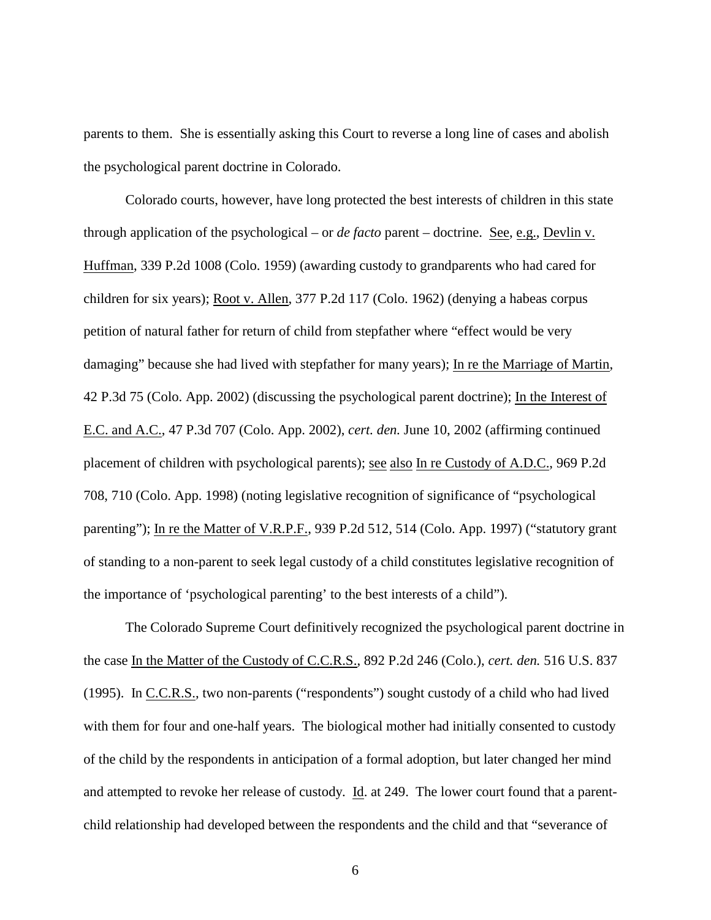parents to them. She is essentially asking this Court to reverse a long line of cases and abolish the psychological parent doctrine in Colorado.

Colorado courts, however, have long protected the best interests of children in this state through application of the psychological – or *de facto* parent – doctrine. See, e.g., Devlin v. Huffman, 339 P.2d 1008 (Colo. 1959) (awarding custody to grandparents who had cared for children for six years); Root v. Allen, 377 P.2d 117 (Colo. 1962) (denying a habeas corpus petition of natural father for return of child from stepfather where "effect would be very damaging" because she had lived with stepfather for many years); In re the Marriage of Martin, 42 P.3d 75 (Colo. App. 2002) (discussing the psychological parent doctrine); In the Interest of E.C. and A.C., 47 P.3d 707 (Colo. App. 2002), *cert. den.* June 10, 2002 (affirming continued placement of children with psychological parents); see also In re Custody of A.D.C., 969 P.2d 708, 710 (Colo. App. 1998) (noting legislative recognition of significance of "psychological parenting"); In re the Matter of V.R.P.F., 939 P.2d 512, 514 (Colo. App. 1997) ("statutory grant of standing to a non-parent to seek legal custody of a child constitutes legislative recognition of the importance of 'psychological parenting' to the best interests of a child").

The Colorado Supreme Court definitively recognized the psychological parent doctrine in the case In the Matter of the Custody of C.C.R.S., 892 P.2d 246 (Colo.), *cert. den.* 516 U.S. 837 (1995). In C.C.R.S., two non-parents ("respondents") sought custody of a child who had lived with them for four and one-half years. The biological mother had initially consented to custody of the child by the respondents in anticipation of a formal adoption, but later changed her mind and attempted to revoke her release of custody. Id. at 249. The lower court found that a parent-child relationship had developed between the respondents and the child and that "severance of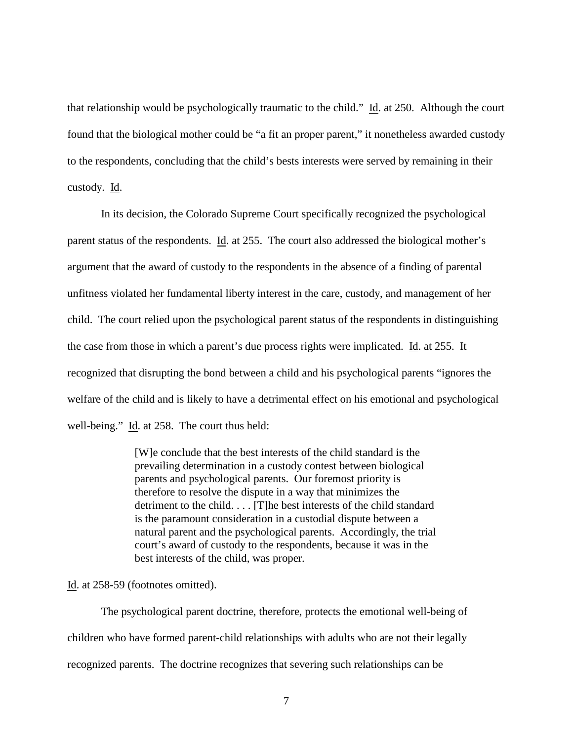that relationship would be psychologically traumatic to the child." Id. at 250. Although the court found that the biological mother could be "a fit an proper parent," it nonetheless awarded custody to the respondents, concluding that the child's bests interests were served by remaining in their custody. Id.

In its decision, the Colorado Supreme Court specifically recognized the psychological parent status of the respondents. Id. at 255. The court also addressed the biological mother's argument that the award of custody to the respondents in the absence of a finding of parental unfitness violated her fundamental liberty interest in the care, custody, and management of her child. The court relied upon the psychological parent status of the respondents in distinguishing the case from those in which a parent's due process rights were implicated. Id. at 255. It recognized that disrupting the bond between a child and his psychological parents "ignores the welfare of the child and is likely to have a detrimental effect on his emotional and psychological well-being." Id. at 258. The court thus held:

> [W]e conclude that the best interests of the child standard is the prevailing determination in a custody contest between biological parents and psychological parents. Our foremost priority is therefore to resolve the dispute in a way that minimizes the detriment to the child. . . . [T]he best interests of the child standard is the paramount consideration in a custodial dispute between a natural parent and the psychological parents. Accordingly, the trial court's award of custody to the respondents, because it was in the best interests of the child, was proper.

Id. at 258-59 (footnotes omitted).

The psychological parent doctrine, therefore, protects the emotional well-being of children who have formed parent-child relationships with adults who are not their legally recognized parents. The doctrine recognizes that severing such relationships can be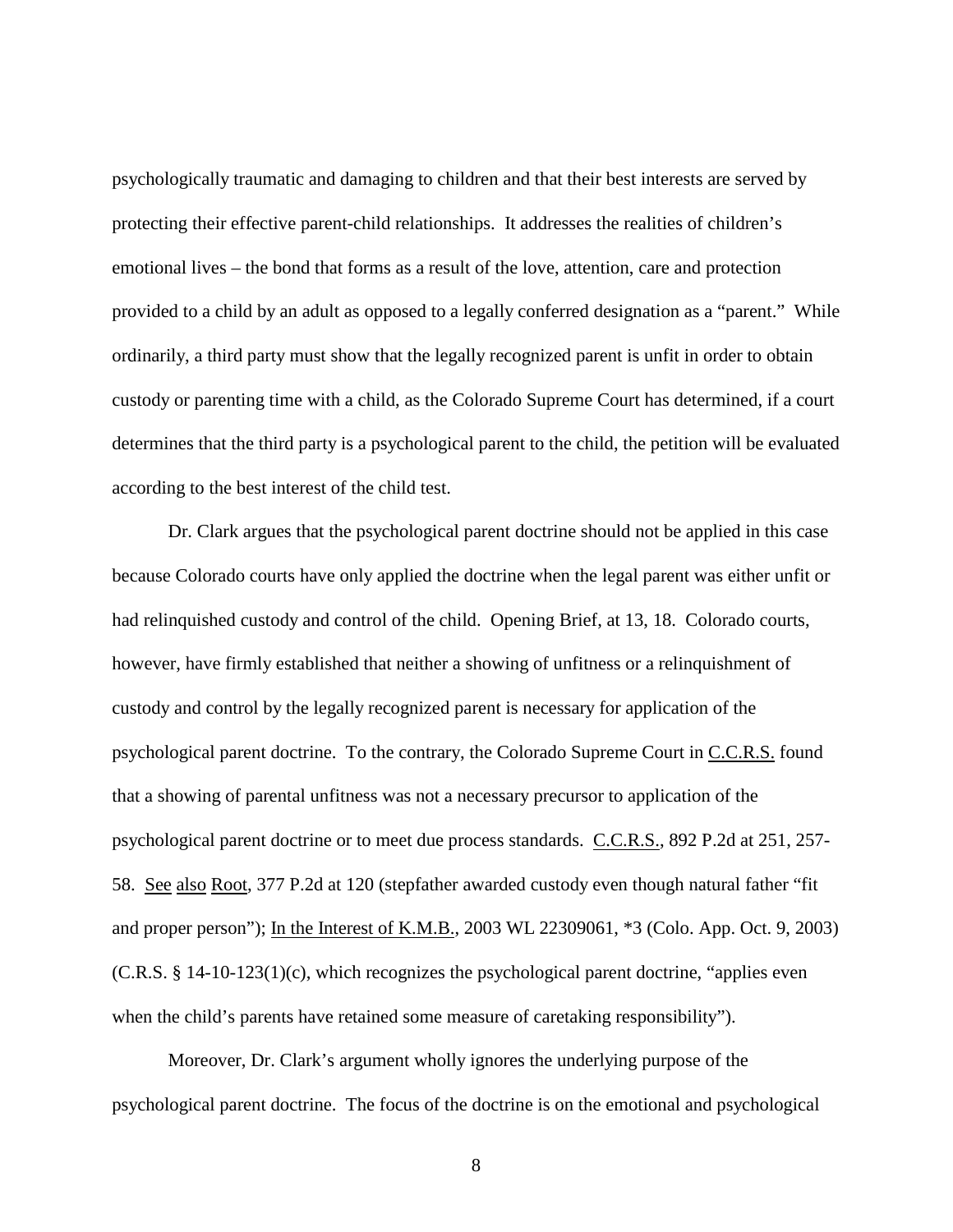psychologically traumatic and damaging to children and that their best interests are served by protecting their effective parent-child relationships. It addresses the realities of children's emotional lives – the bond that forms as a result of the love, attention, care and protection provided to a child by an adult as opposed to a legally conferred designation as a "parent." While ordinarily, a third party must show that the legally recognized parent is unfit in order to obtain custody or parenting time with a child, as the Colorado Supreme Court has determined, if a court determines that the third party is a psychological parent to the child, the petition will be evaluated according to the best interest of the child test.

Dr. Clark argues that the psychological parent doctrine should not be applied in this case because Colorado courts have only applied the doctrine when the legal parent was either unfit or had relinquished custody and control of the child. Opening Brief, at 13, 18. Colorado courts, however, have firmly established that neither a showing of unfitness or a relinquishment of custody and control by the legally recognized parent is necessary for application of the psychological parent doctrine. To the contrary, the Colorado Supreme Court in C.C.R.S. found that a showing of parental unfitness was not a necessary precursor to application of the psychological parent doctrine or to meet due process standards. C.C.R.S., 892 P.2d at 251, 257-58. See also Root, 377 P.2d at 120 (stepfather awarded custody even though natural father "fit and proper person"); In the Interest of K.M.B., 2003 WL 22309061, *3 (Colo. App. Oct. 9, 2003) (C.R.S. § 14-10-123(1)(c), which recognizes the psychological parent doctrine, "applies even when the child's parents have retained some measure of caretaking responsibility").

Moreover, Dr. Clark's argument wholly ignores the underlying purpose of the psychological parent doctrine. The focus of the doctrine is on the emotional and psychological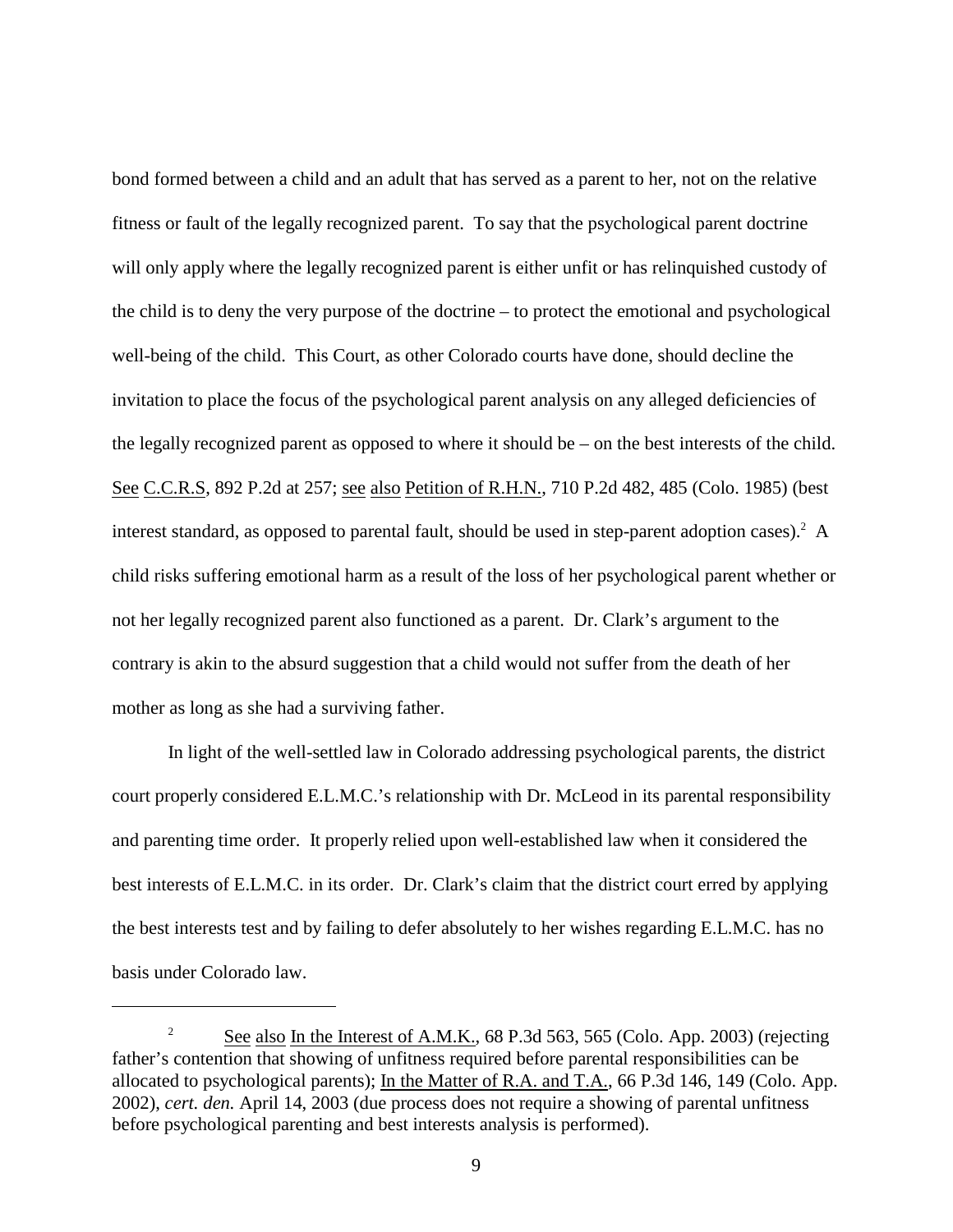bond formed between a child and an adult that has served as a parent to her, not on the relative fitness or fault of the legally recognized parent. To say that the psychological parent doctrine will only apply where the legally recognized parent is either unfit or has relinquished custody of the child is to deny the very purpose of the doctrine – to protect the emotional and psychological well-being of the child. This Court, as other Colorado courts have done, should decline the invitation to place the focus of the psychological parent analysis on any alleged deficiencies of the legally recognized parent as opposed to where it should be – on the best interests of the child. See C.C.R.S, 892 P.2d at 257; see also Petition of R.H.N., 710 P.2d 482, 485 (Colo. 1985) (best interest standard, as opposed to parental fault, should be used in step-parent adoption cases).[2] A child risks suffering emotional harm as a result of the loss of her psychological parent whether or not her legally recognized parent also functioned as a parent. Dr. Clark's argument to the contrary is akin to the absurd suggestion that a child would not suffer from the death of her mother as long as she had a surviving father.

In light of the well-settled law in Colorado addressing psychological parents, the district court properly considered E.L.M.C.'s relationship with Dr. McLeod in its parental responsibility and parenting time order. It properly relied upon well-established law when it considered the best interests of E.L.M.C. in its order. Dr. Clark's claim that the district court erred by applying the best interests test and by failing to defer absolutely to her wishes regarding E.L.M.C. has no basis under Colorado law.

---

[2] See also In the Interest of A.M.K., 68 P.3d 563, 565 (Colo. App. 2003) (rejecting father's contention that showing of unfitness required before parental responsibilities can be allocated to psychological parents); In the Matter of R.A. and T.A., 66 P.3d 146, 149 (Colo. App. 2002), *cert. den.* April 14, 2003 (due process does not require a showing of parental unfitness before psychological parenting and best interests analysis is performed).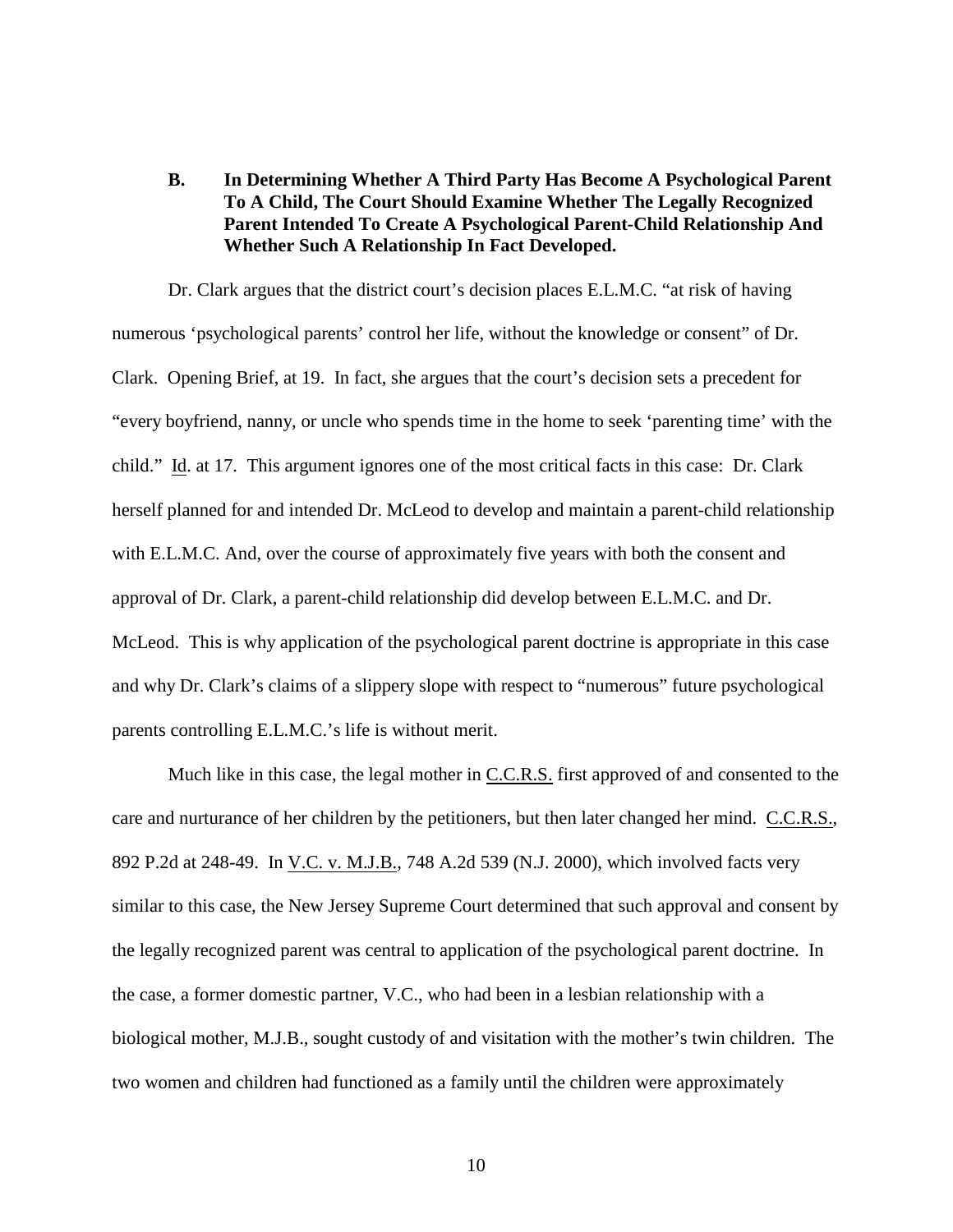### B. In Determining Whether A Third Party Has Become A Psychological Parent To A Child, The Court Should Examine Whether The Legally Recognized Parent Intended To Create A Psychological Parent-Child Relationship And Whether Such A Relationship In Fact Developed.

Dr. Clark argues that the district court's decision places E.L.M.C. "at risk of having numerous 'psychological parents' control her life, without the knowledge or consent" of Dr. Clark. Opening Brief, at 19. In fact, she argues that the court's decision sets a precedent for "every boyfriend, nanny, or uncle who spends time in the home to seek 'parenting time' with the child." Id. at 17. This argument ignores one of the most critical facts in this case: Dr. Clark herself planned for and intended Dr. McLeod to develop and maintain a parent-child relationship with E.L.M.C. And, over the course of approximately five years with both the consent and approval of Dr. Clark, a parent-child relationship did develop between E.L.M.C. and Dr. McLeod. This is why application of the psychological parent doctrine is appropriate in this case and why Dr. Clark's claims of a slippery slope with respect to "numerous" future psychological parents controlling E.L.M.C.'s life is without merit.

Much like in this case, the legal mother in C.C.R.S. first approved of and consented to the care and nurturance of her children by the petitioners, but then later changed her mind. C.C.R.S., 892 P.2d at 248-49. In V.C. v. M.J.B., 748 A.2d 539 (N.J. 2000), which involved facts very similar to this case, the New Jersey Supreme Court determined that such approval and consent by the legally recognized parent was central to application of the psychological parent doctrine. In the case, a former domestic partner, V.C., who had been in a lesbian relationship with a biological mother, M.J.B., sought custody of and visitation with the mother's twin children. The two women and children had functioned as a family until the children were approximately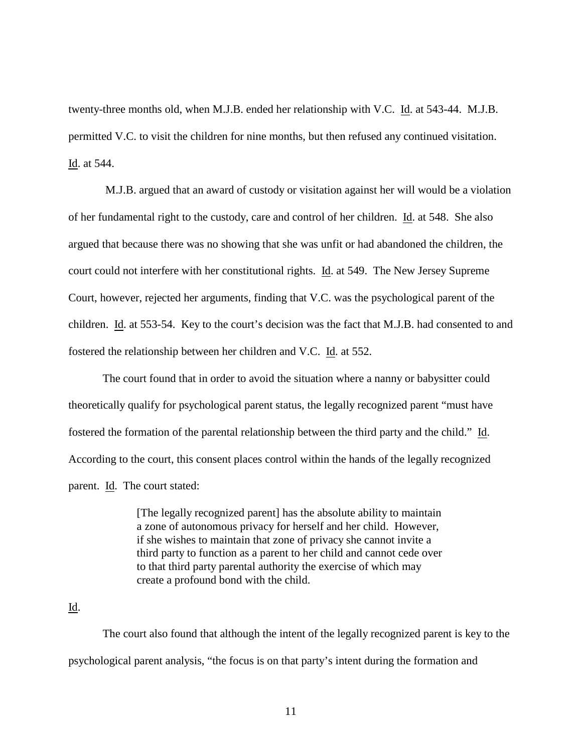twenty-three months old, when M.J.B. ended her relationship with V.C. Id. at 543-44. M.J.B. permitted V.C. to visit the children for nine months, but then refused any continued visitation. Id. at 544.

M.J.B. argued that an award of custody or visitation against her will would be a violation of her fundamental right to the custody, care and control of her children. Id. at 548. She also argued that because there was no showing that she was unfit or had abandoned the children, the court could not interfere with her constitutional rights. Id. at 549. The New Jersey Supreme Court, however, rejected her arguments, finding that V.C. was the psychological parent of the children. Id. at 553-54. Key to the court's decision was the fact that M.J.B. had consented to and fostered the relationship between her children and V.C. Id. at 552.

The court found that in order to avoid the situation where a nanny or babysitter could theoretically qualify for psychological parent status, the legally recognized parent "must have fostered the formation of the parental relationship between the third party and the child." Id. According to the court, this consent places control within the hands of the legally recognized parent. Id. The court stated:

> [The legally recognized parent] has the absolute ability to maintain a zone of autonomous privacy for herself and her child. However, if she wishes to maintain that zone of privacy she cannot invite a third party to function as a parent to her child and cannot cede over to that third party parental authority the exercise of which may create a profound bond with the child.

Id.

The court also found that although the intent of the legally recognized parent is key to the psychological parent analysis, "the focus is on that party's intent during the formation and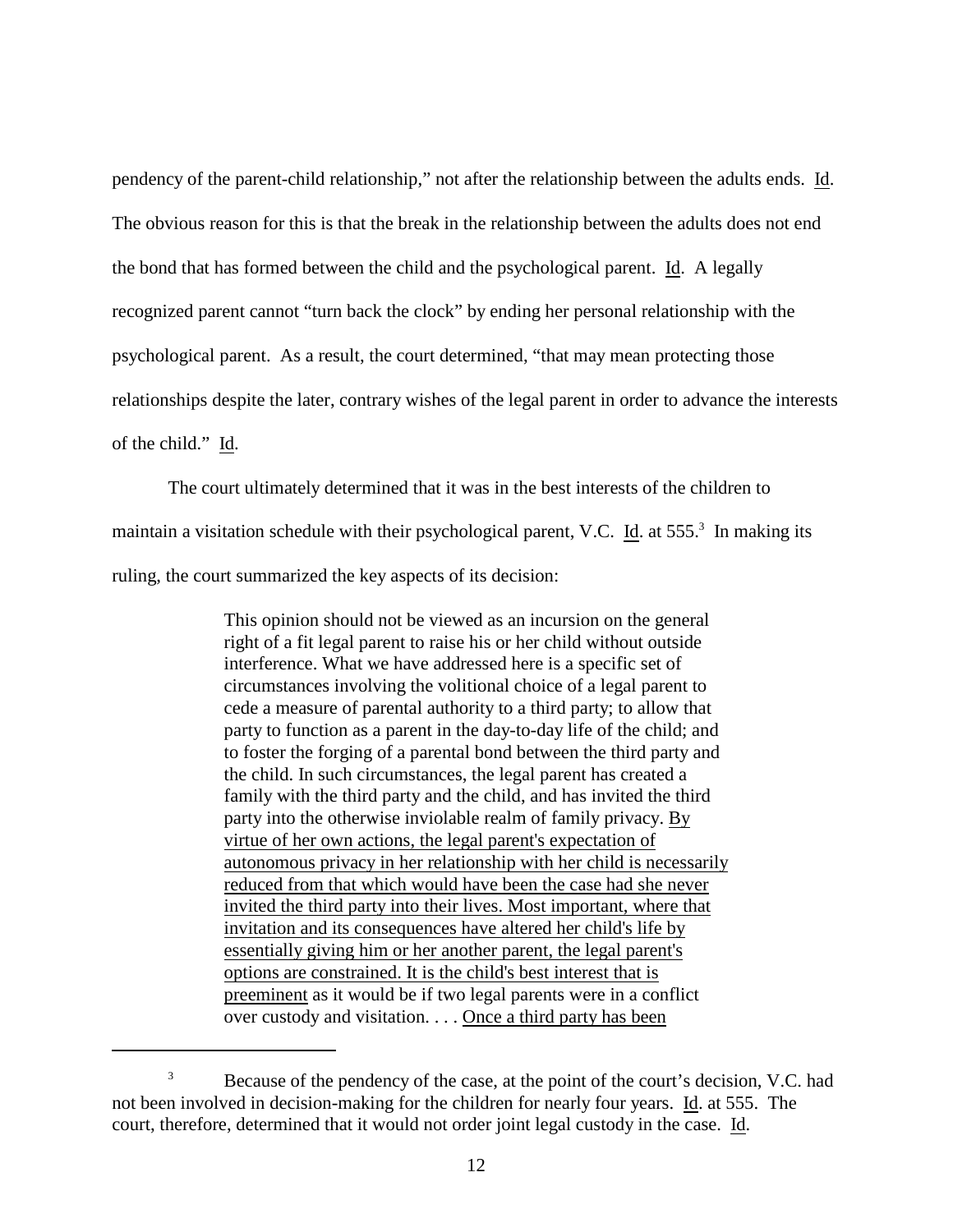pendency of the parent-child relationship," not after the relationship between the adults ends. Id. The obvious reason for this is that the break in the relationship between the adults does not end the bond that has formed between the child and the psychological parent. Id. A legally recognized parent cannot "turn back the clock" by ending her personal relationship with the psychological parent. As a result, the court determined, "that may mean protecting those relationships despite the later, contrary wishes of the legal parent in order to advance the interests of the child." Id.

The court ultimately determined that it was in the best interests of the children to maintain a visitation schedule with their psychological parent, V.C. Id. at 555.[3] In making its ruling, the court summarized the key aspects of its decision:

> This opinion should not be viewed as an incursion on the general right of a fit legal parent to raise his or her child without outside interference. What we have addressed here is a specific set of circumstances involving the volitional choice of a legal parent to cede a measure of parental authority to a third party; to allow that party to function as a parent in the day-to-day life of the child; and to foster the forging of a parental bond between the third party and the child. In such circumstances, the legal parent has created a family with the third party and the child, and has invited the third party into the otherwise inviolable realm of family privacy. By virtue of her own actions, the legal parent's expectation of autonomous privacy in her relationship with her child is necessarily reduced from that which would have been the case had she never invited the third party into their lives. Most important, where that invitation and its consequences have altered her child's life by essentially giving him or her another parent, the legal parent's options are constrained. It is the child's best interest that is preeminent as it would be if two legal parents were in a conflict over custody and visitation. . . . Once a third party has been

[3] Because of the pendency of the case, at the point of the court's decision, V.C. had not been involved in decision-making for the children for nearly four years. Id. at 555. The court, therefore, determined that it would not order joint legal custody in the case. Id.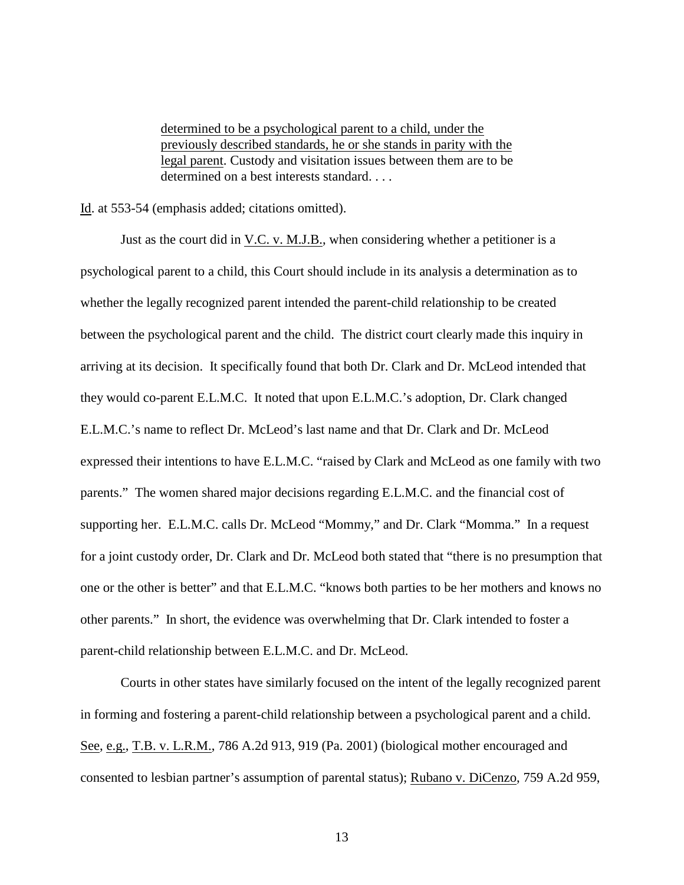> determined to be a psychological parent to a child, under the previously described standards, he or she stands in parity with the legal parent. Custody and visitation issues between them are to be determined on a best interests standard. . . .

Id. at 553-54 (emphasis added; citations omitted).

Just as the court did in V.C. v. M.J.B., when considering whether a petitioner is a psychological parent to a child, this Court should include in its analysis a determination as to whether the legally recognized parent intended the parent-child relationship to be created between the psychological parent and the child. The district court clearly made this inquiry in arriving at its decision. It specifically found that both Dr. Clark and Dr. McLeod intended that they would co-parent E.L.M.C. It noted that upon E.L.M.C.'s adoption, Dr. Clark changed E.L.M.C.'s name to reflect Dr. McLeod's last name and that Dr. Clark and Dr. McLeod expressed their intentions to have E.L.M.C. "raised by Clark and McLeod as one family with two parents." The women shared major decisions regarding E.L.M.C. and the financial cost of supporting her. E.L.M.C. calls Dr. McLeod "Mommy," and Dr. Clark "Momma." In a request for a joint custody order, Dr. Clark and Dr. McLeod both stated that "there is no presumption that one or the other is better" and that E.L.M.C. "knows both parties to be her mothers and knows no other parents." In short, the evidence was overwhelming that Dr. Clark intended to foster a parent-child relationship between E.L.M.C. and Dr. McLeod.

Courts in other states have similarly focused on the intent of the legally recognized parent in forming and fostering a parent-child relationship between a psychological parent and a child. See, e.g., T.B. v. L.R.M., 786 A.2d 913, 919 (Pa. 2001) (biological mother encouraged and consented to lesbian partner's assumption of parental status); Rubano v. DiCenzo, 759 A.2d 959,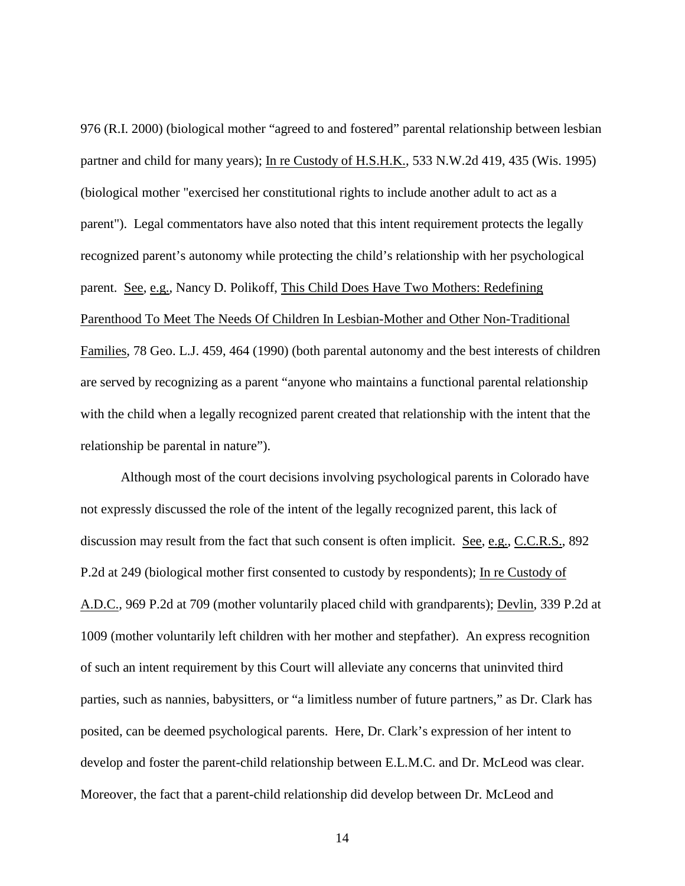976 (R.I. 2000) (biological mother "agreed to and fostered" parental relationship between lesbian partner and child for many years); In re Custody of H.S.H.K., 533 N.W.2d 419, 435 (Wis. 1995) (biological mother "exercised her constitutional rights to include another adult to act as a parent"). Legal commentators have also noted that this intent requirement protects the legally recognized parent's autonomy while protecting the child's relationship with her psychological parent. See, e.g., Nancy D. Polikoff, This Child Does Have Two Mothers: Redefining Parenthood To Meet The Needs Of Children In Lesbian-Mother and Other Non-Traditional Families, 78 Geo. L.J. 459, 464 (1990) (both parental autonomy and the best interests of children are served by recognizing as a parent "anyone who maintains a functional parental relationship with the child when a legally recognized parent created that relationship with the intent that the relationship be parental in nature").

Although most of the court decisions involving psychological parents in Colorado have not expressly discussed the role of the intent of the legally recognized parent, this lack of discussion may result from the fact that such consent is often implicit. See, e.g., C.C.R.S., 892 P.2d at 249 (biological mother first consented to custody by respondents); In re Custody of A.D.C., 969 P.2d at 709 (mother voluntarily placed child with grandparents); Devlin, 339 P.2d at 1009 (mother voluntarily left children with her mother and stepfather). An express recognition of such an intent requirement by this Court will alleviate any concerns that uninvited third parties, such as nannies, babysitters, or "a limitless number of future partners," as Dr. Clark has posited, can be deemed psychological parents. Here, Dr. Clark's expression of her intent to develop and foster the parent-child relationship between E.L.M.C. and Dr. McLeod was clear. Moreover, the fact that a parent-child relationship did develop between Dr. McLeod and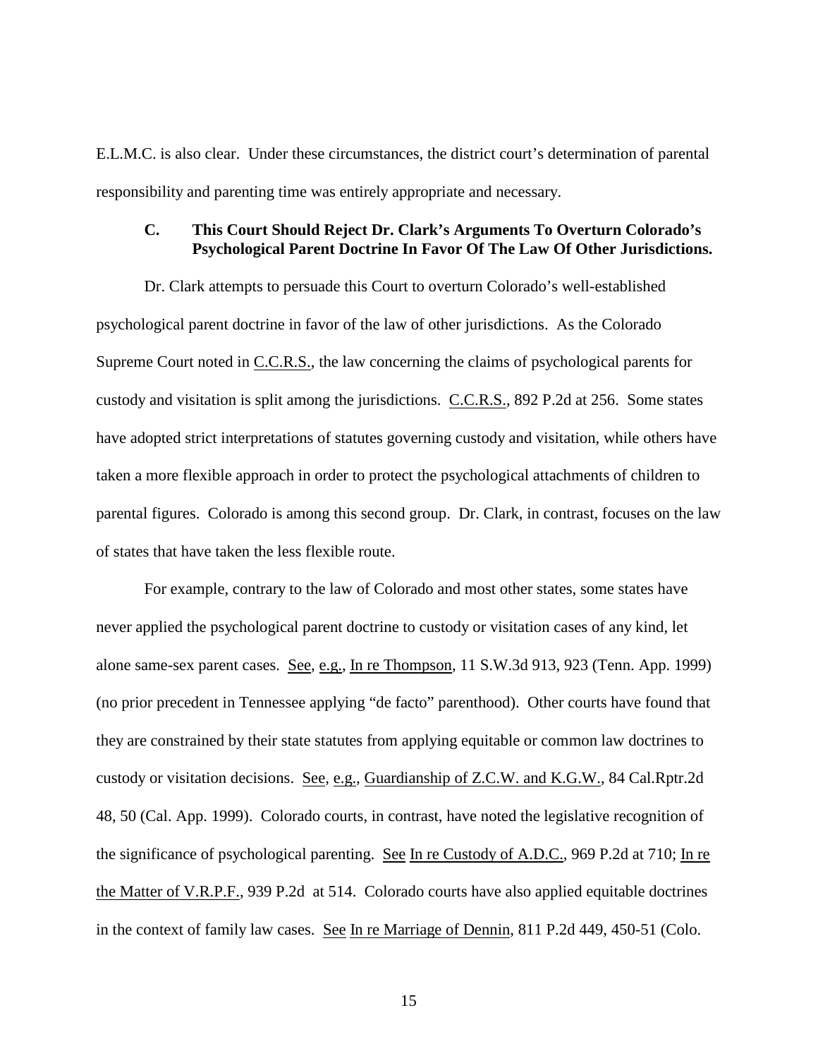E.L.M.C. is also clear. Under these circumstances, the district court's determination of parental responsibility and parenting time was entirely appropriate and necessary.

### C. This Court Should Reject Dr. Clark's Arguments To Overturn Colorado's Psychological Parent Doctrine In Favor Of The Law Of Other Jurisdictions.

Dr. Clark attempts to persuade this Court to overturn Colorado's well-established psychological parent doctrine in favor of the law of other jurisdictions. As the Colorado Supreme Court noted in C.C.R.S., the law concerning the claims of psychological parents for custody and visitation is split among the jurisdictions. C.C.R.S., 892 P.2d at 256. Some states have adopted strict interpretations of statutes governing custody and visitation, while others have taken a more flexible approach in order to protect the psychological attachments of children to parental figures. Colorado is among this second group. Dr. Clark, in contrast, focuses on the law of states that have taken the less flexible route.

For example, contrary to the law of Colorado and most other states, some states have never applied the psychological parent doctrine to custody or visitation cases of any kind, let alone same-sex parent cases. See, e.g., In re Thompson, 11 S.W.3d 913, 923 (Tenn. App. 1999) (no prior precedent in Tennessee applying "de facto" parenthood). Other courts have found that they are constrained by their state statutes from applying equitable or common law doctrines to custody or visitation decisions. See, e.g., Guardianship of Z.C.W. and K.G.W., 84 Cal.Rptr.2d 48, 50 (Cal. App. 1999). Colorado courts, in contrast, have noted the legislative recognition of the significance of psychological parenting. See In re Custody of A.D.C., 969 P.2d at 710; In re the Matter of V.R.P.F., 939 P.2d at 514. Colorado courts have also applied equitable doctrines in the context of family law cases. See In re Marriage of Dennin, 811 P.2d 449, 450-51 (Colo.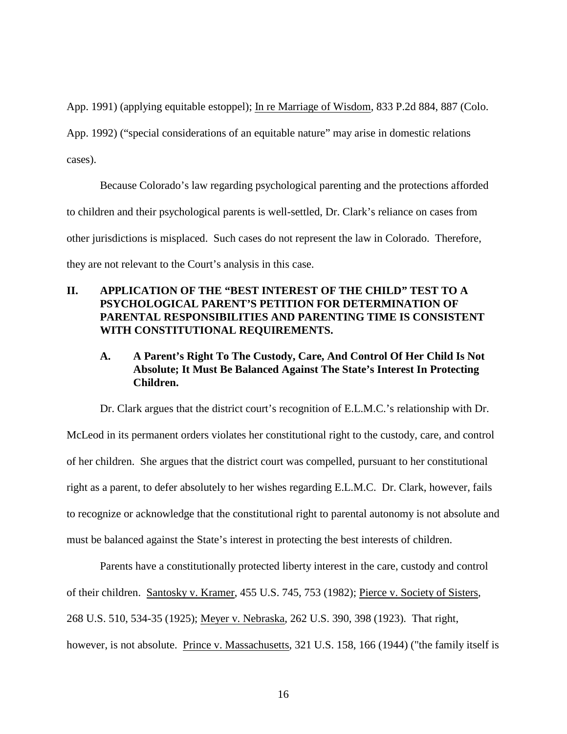App. 1991) (applying equitable estoppel); In re Marriage of Wisdom, 833 P.2d 884, 887 (Colo. App. 1992) ("special considerations of an equitable nature" may arise in domestic relations cases).

Because Colorado's law regarding psychological parenting and the protections afforded to children and their psychological parents is well-settled, Dr. Clark's reliance on cases from other jurisdictions is misplaced. Such cases do not represent the law in Colorado. Therefore, they are not relevant to the Court's analysis in this case.

## II. APPLICATION OF THE "BEST INTEREST OF THE CHILD" TEST TO A PSYCHOLOGICAL PARENT'S PETITION FOR DETERMINATION OF PARENTAL RESPONSIBILITIES AND PARENTING TIME IS CONSISTENT WITH CONSTITUTIONAL REQUIREMENTS.

### A. A Parent's Right To The Custody, Care, And Control Of Her Child Is Not Absolute; It Must Be Balanced Against The State's Interest In Protecting Children.

Dr. Clark argues that the district court's recognition of E.L.M.C.'s relationship with Dr. McLeod in its permanent orders violates her constitutional right to the custody, care, and control of her children. She argues that the district court was compelled, pursuant to her constitutional right as a parent, to defer absolutely to her wishes regarding E.L.M.C. Dr. Clark, however, fails to recognize or acknowledge that the constitutional right to parental autonomy is not absolute and must be balanced against the State's interest in protecting the best interests of children.

Parents have a constitutionally protected liberty interest in the care, custody and control of their children. Santosky v. Kramer, 455 U.S. 745, 753 (1982); Pierce v. Society of Sisters, 268 U.S. 510, 534-35 (1925); Meyer v. Nebraska, 262 U.S. 390, 398 (1923). That right, however, is not absolute. Prince v. Massachusetts, 321 U.S. 158, 166 (1944) ("the family itself is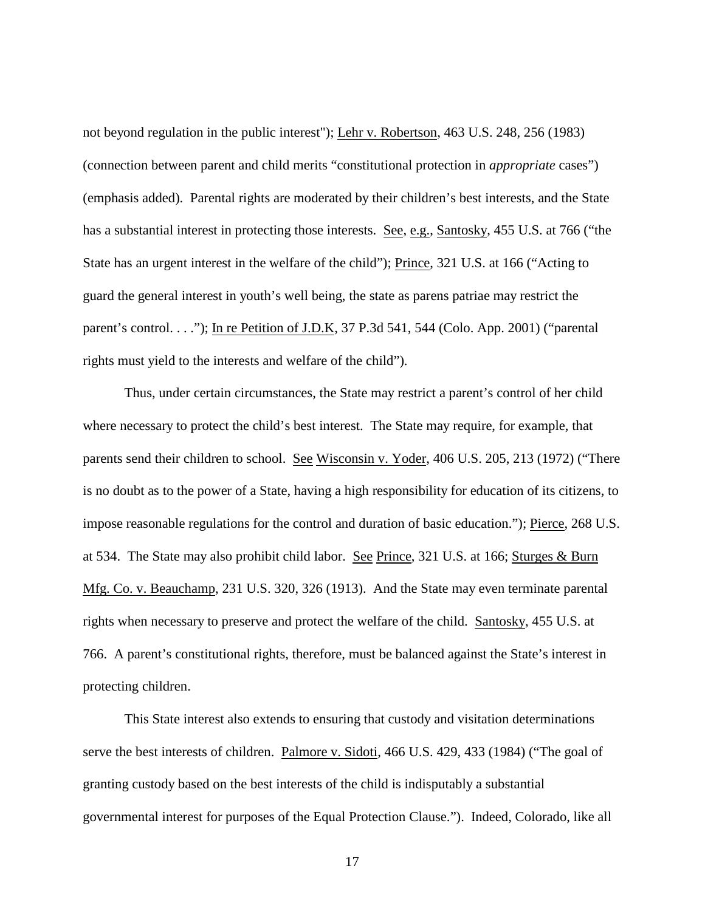not beyond regulation in the public interest"); Lehr v. Robertson, 463 U.S. 248, 256 (1983) (connection between parent and child merits "constitutional protection in *appropriate* cases") (emphasis added). Parental rights are moderated by their children's best interests, and the State has a substantial interest in protecting those interests. See, e.g., Santosky, 455 U.S. at 766 ("the State has an urgent interest in the welfare of the child"); Prince, 321 U.S. at 166 ("Acting to guard the general interest in youth's well being, the state as parens patriae may restrict the parent's control. . . ."); In re Petition of J.D.K, 37 P.3d 541, 544 (Colo. App. 2001) ("parental rights must yield to the interests and welfare of the child").

Thus, under certain circumstances, the State may restrict a parent's control of her child where necessary to protect the child's best interest. The State may require, for example, that parents send their children to school. See Wisconsin v. Yoder, 406 U.S. 205, 213 (1972) ("There is no doubt as to the power of a State, having a high responsibility for education of its citizens, to impose reasonable regulations for the control and duration of basic education."); Pierce, 268 U.S. at 534. The State may also prohibit child labor. See Prince, 321 U.S. at 166; Sturges & Burn Mfg. Co. v. Beauchamp, 231 U.S. 320, 326 (1913). And the State may even terminate parental rights when necessary to preserve and protect the welfare of the child. Santosky, 455 U.S. at 766. A parent's constitutional rights, therefore, must be balanced against the State's interest in protecting children.

This State interest also extends to ensuring that custody and visitation determinations serve the best interests of children. Palmore v. Sidoti, 466 U.S. 429, 433 (1984) ("The goal of granting custody based on the best interests of the child is indisputably a substantial governmental interest for purposes of the Equal Protection Clause."). Indeed, Colorado, like all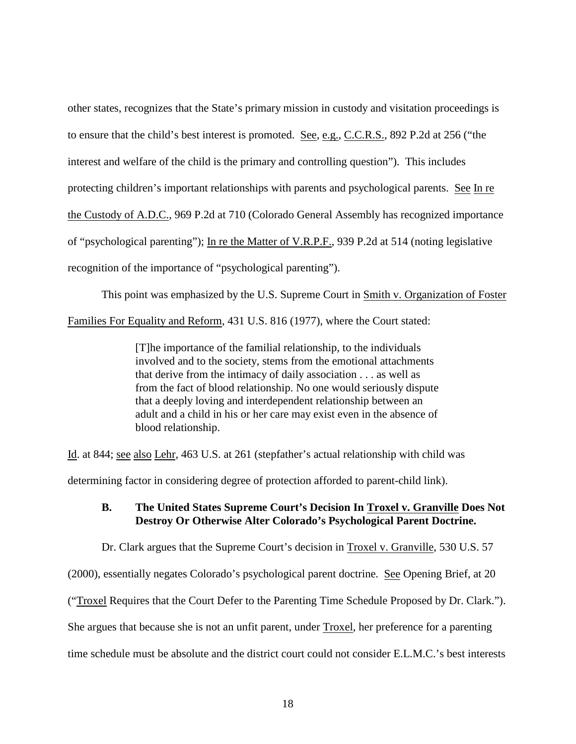other states, recognizes that the State's primary mission in custody and visitation proceedings is to ensure that the child's best interest is promoted. See, e.g., C.C.R.S., 892 P.2d at 256 ("the interest and welfare of the child is the primary and controlling question"). This includes protecting children's important relationships with parents and psychological parents. See In re the Custody of A.D.C., 969 P.2d at 710 (Colorado General Assembly has recognized importance of "psychological parenting"); In re the Matter of V.R.P.F., 939 P.2d at 514 (noting legislative recognition of the importance of "psychological parenting").

This point was emphasized by the U.S. Supreme Court in Smith v. Organization of Foster Families For Equality and Reform, 431 U.S. 816 (1977), where the Court stated:

> [T]he importance of the familial relationship, to the individuals involved and to the society, stems from the emotional attachments that derive from the intimacy of daily association . . . as well as from the fact of blood relationship. No one would seriously dispute that a deeply loving and interdependent relationship between an adult and a child in his or her care may exist even in the absence of blood relationship.

Id. at 844; see also Lehr, 463 U.S. at 261 (stepfather's actual relationship with child was determining factor in considering degree of protection afforded to parent-child link).

### B. The United States Supreme Court's Decision In Troxel v. Granville Does Not Destroy Or Otherwise Alter Colorado's Psychological Parent Doctrine.

Dr. Clark argues that the Supreme Court's decision in Troxel v. Granville, 530 U.S. 57 (2000), essentially negates Colorado's psychological parent doctrine. See Opening Brief, at 20 ("Troxel Requires that the Court Defer to the Parenting Time Schedule Proposed by Dr. Clark."). She argues that because she is not an unfit parent, under Troxel, her preference for a parenting time schedule must be absolute and the district court could not consider E.L.M.C.'s best interests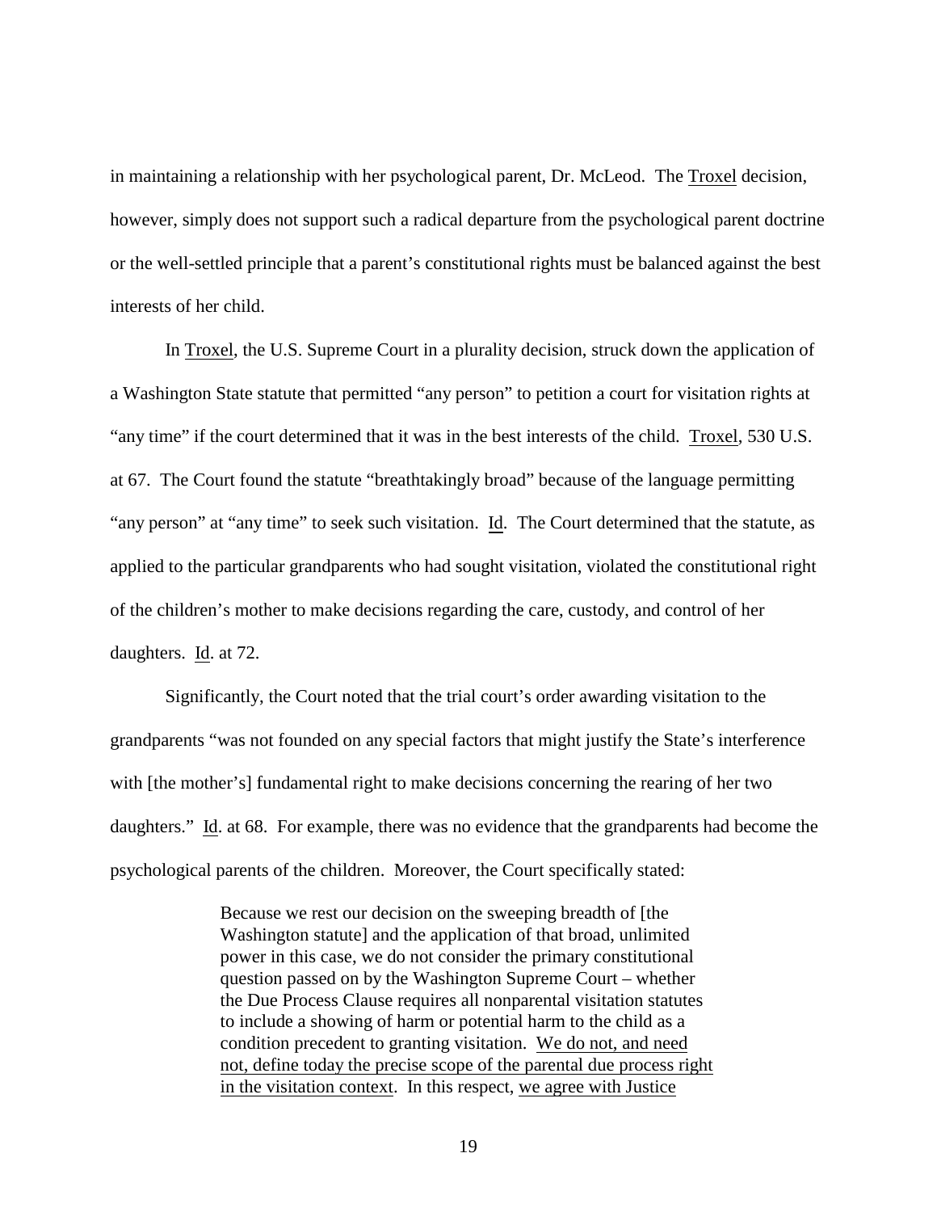in maintaining a relationship with her psychological parent, Dr. McLeod. The Troxel decision, however, simply does not support such a radical departure from the psychological parent doctrine or the well-settled principle that a parent's constitutional rights must be balanced against the best interests of her child.

In Troxel, the U.S. Supreme Court in a plurality decision, struck down the application of a Washington State statute that permitted "any person" to petition a court for visitation rights at "any time" if the court determined that it was in the best interests of the child. Troxel, 530 U.S. at 67. The Court found the statute "breathtakingly broad" because of the language permitting "any person" at "any time" to seek such visitation. Id. The Court determined that the statute, as applied to the particular grandparents who had sought visitation, violated the constitutional right of the children's mother to make decisions regarding the care, custody, and control of her daughters. Id. at 72.

Significantly, the Court noted that the trial court's order awarding visitation to the grandparents "was not founded on any special factors that might justify the State's interference with [the mother's] fundamental right to make decisions concerning the rearing of her two daughters." Id. at 68. For example, there was no evidence that the grandparents had become the psychological parents of the children. Moreover, the Court specifically stated:

> Because we rest our decision on the sweeping breadth of [the Washington statute] and the application of that broad, unlimited power in this case, we do not consider the primary constitutional question passed on by the Washington Supreme Court – whether the Due Process Clause requires all nonparental visitation statutes to include a showing of harm or potential harm to the child as a condition precedent to granting visitation. We do not, and need not, define today the precise scope of the parental due process right in the visitation context. In this respect, we agree with Justice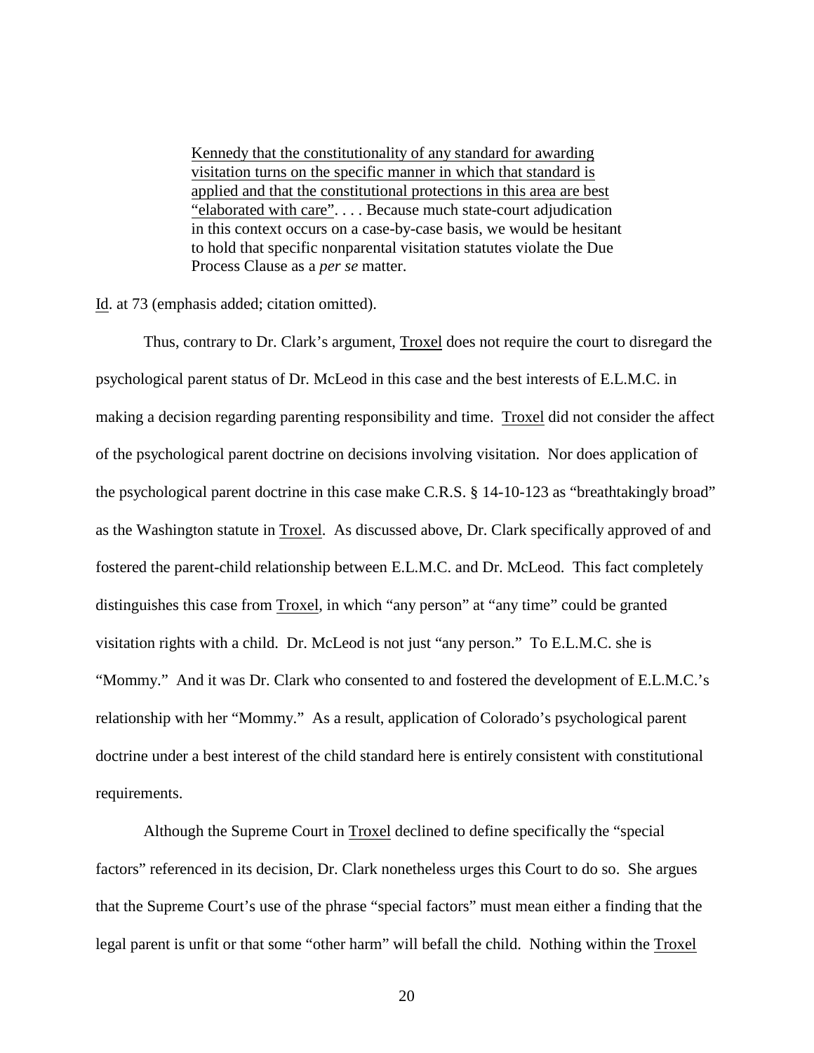> Kennedy that the constitutionality of any standard for awarding visitation turns on the specific manner in which that standard is applied and that the constitutional protections in this area are best "elaborated with care". . . . Because much state-court adjudication in this context occurs on a case-by-case basis, we would be hesitant to hold that specific nonparental visitation statutes violate the Due Process Clause as a *per se* matter.

Id. at 73 (emphasis added; citation omitted).

Thus, contrary to Dr. Clark's argument, Troxel does not require the court to disregard the psychological parent status of Dr. McLeod in this case and the best interests of E.L.M.C. in making a decision regarding parenting responsibility and time. Troxel did not consider the affect of the psychological parent doctrine on decisions involving visitation. Nor does application of the psychological parent doctrine in this case make C.R.S. § 14-10-123 as "breathtakingly broad" as the Washington statute in Troxel. As discussed above, Dr. Clark specifically approved of and fostered the parent-child relationship between E.L.M.C. and Dr. McLeod. This fact completely distinguishes this case from Troxel, in which "any person" at "any time" could be granted visitation rights with a child. Dr. McLeod is not just "any person." To E.L.M.C. she is "Mommy." And it was Dr. Clark who consented to and fostered the development of E.L.M.C.'s relationship with her "Mommy." As a result, application of Colorado's psychological parent doctrine under a best interest of the child standard here is entirely consistent with constitutional requirements.

Although the Supreme Court in Troxel declined to define specifically the "special factors" referenced in its decision, Dr. Clark nonetheless urges this Court to do so. She argues that the Supreme Court's use of the phrase "special factors" must mean either a finding that the legal parent is unfit or that some "other harm" will befall the child. Nothing within the Troxel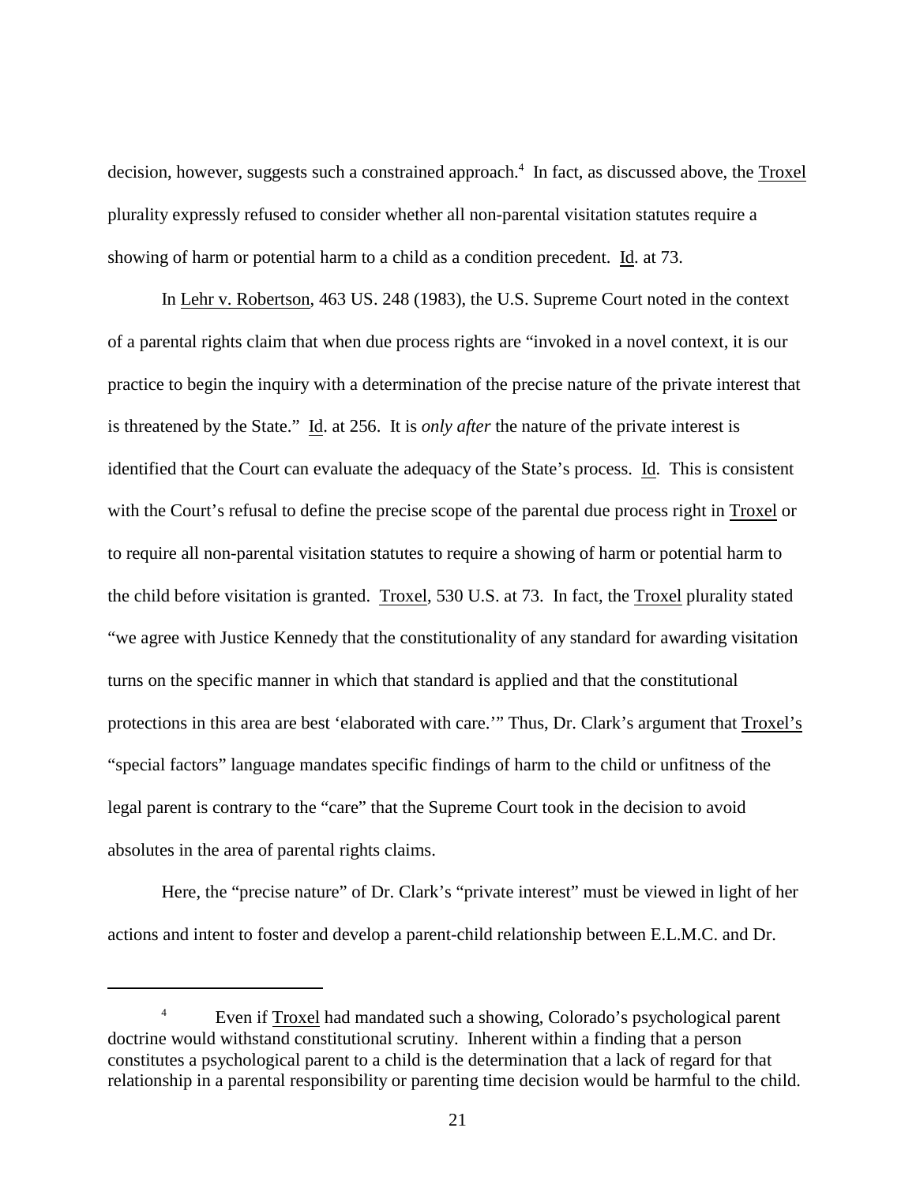decision, however, suggests such a constrained approach.[4] In fact, as discussed above, the Troxel plurality expressly refused to consider whether all non-parental visitation statutes require a showing of harm or potential harm to a child as a condition precedent. Id. at 73.

In Lehr v. Robertson, 463 US. 248 (1983), the U.S. Supreme Court noted in the context of a parental rights claim that when due process rights are "invoked in a novel context, it is our practice to begin the inquiry with a determination of the precise nature of the private interest that is threatened by the State." Id. at 256. It is *only after* the nature of the private interest is identified that the Court can evaluate the adequacy of the State's process. Id. This is consistent with the Court's refusal to define the precise scope of the parental due process right in Troxel or to require all non-parental visitation statutes to require a showing of harm or potential harm to the child before visitation is granted. Troxel, 530 U.S. at 73. In fact, the Troxel plurality stated "we agree with Justice Kennedy that the constitutionality of any standard for awarding visitation turns on the specific manner in which that standard is applied and that the constitutional protections in this area are best 'elaborated with care.'" Thus, Dr. Clark's argument that Troxel's "special factors" language mandates specific findings of harm to the child or unfitness of the legal parent is contrary to the "care" that the Supreme Court took in the decision to avoid absolutes in the area of parental rights claims.

Here, the "precise nature" of Dr. Clark's "private interest" must be viewed in light of her actions and intent to foster and develop a parent-child relationship between E.L.M.C. and Dr.

---

[4] Even if Troxel had mandated such a showing, Colorado's psychological parent doctrine would withstand constitutional scrutiny. Inherent within a finding that a person constitutes a psychological parent to a child is the determination that a lack of regard for that relationship in a parental responsibility or parenting time decision would be harmful to the child.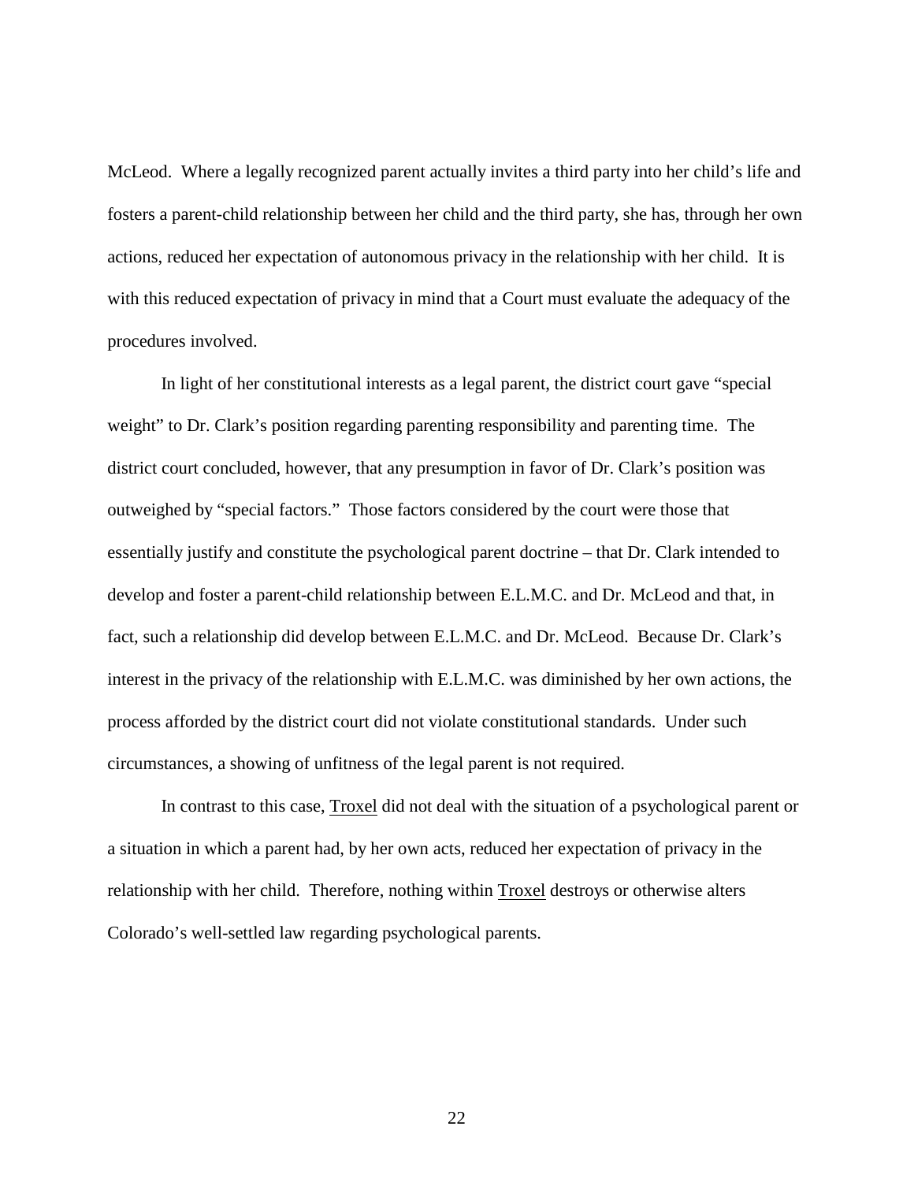McLeod. Where a legally recognized parent actually invites a third party into her child's life and fosters a parent-child relationship between her child and the third party, she has, through her own actions, reduced her expectation of autonomous privacy in the relationship with her child. It is with this reduced expectation of privacy in mind that a Court must evaluate the adequacy of the procedures involved.

In light of her constitutional interests as a legal parent, the district court gave "special weight" to Dr. Clark's position regarding parenting responsibility and parenting time. The district court concluded, however, that any presumption in favor of Dr. Clark's position was outweighed by "special factors." Those factors considered by the court were those that essentially justify and constitute the psychological parent doctrine – that Dr. Clark intended to develop and foster a parent-child relationship between E.L.M.C. and Dr. McLeod and that, in fact, such a relationship did develop between E.L.M.C. and Dr. McLeod. Because Dr. Clark's interest in the privacy of the relationship with E.L.M.C. was diminished by her own actions, the process afforded by the district court did not violate constitutional standards. Under such circumstances, a showing of unfitness of the legal parent is not required.

In contrast to this case, Troxel did not deal with the situation of a psychological parent or a situation in which a parent had, by her own acts, reduced her expectation of privacy in the relationship with her child. Therefore, nothing within Troxel destroys or otherwise alters Colorado's well-settled law regarding psychological parents.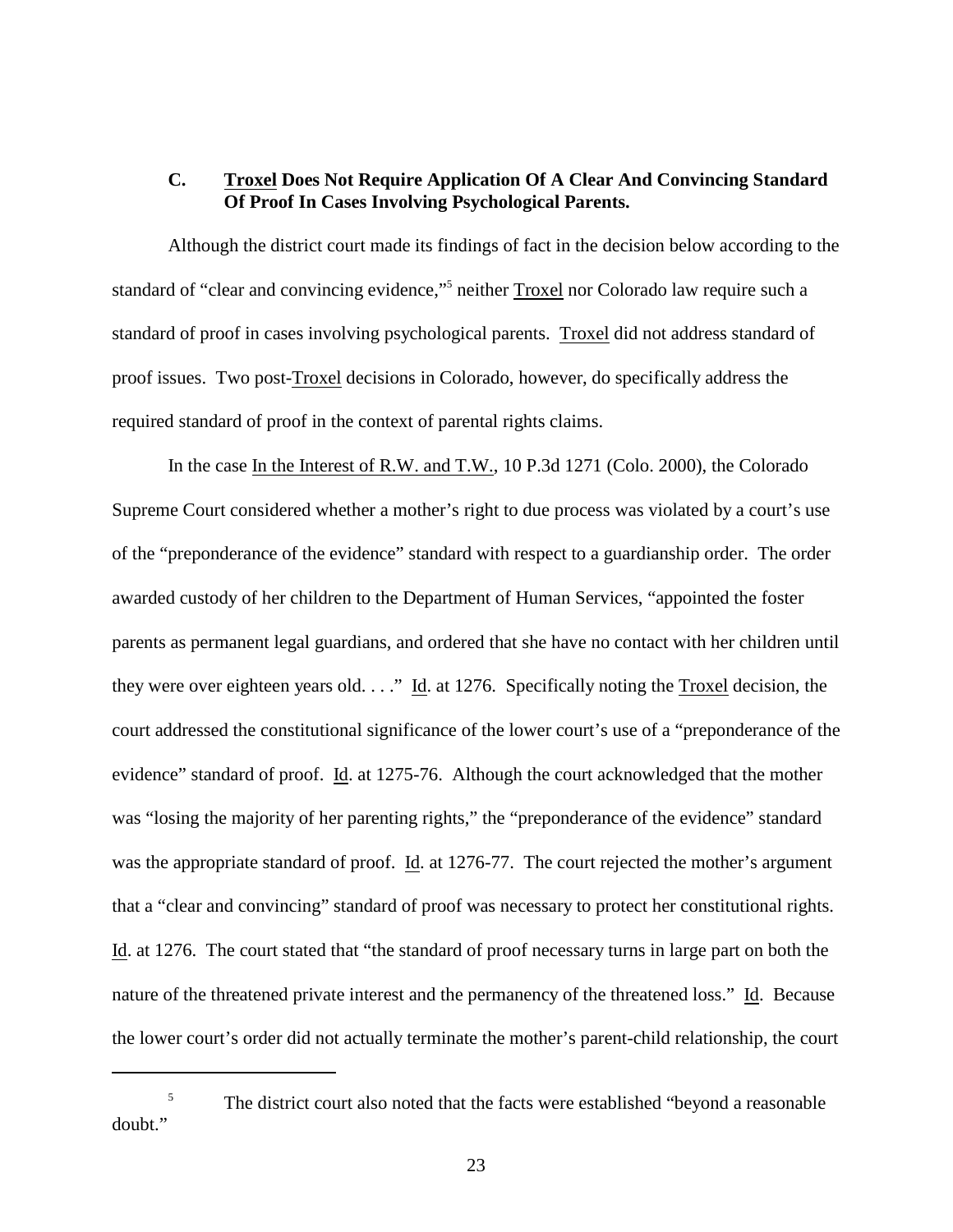### C. Troxel Does Not Require Application Of A Clear And Convincing Standard Of Proof In Cases Involving Psychological Parents.

Although the district court made its findings of fact in the decision below according to the standard of "clear and convincing evidence,"[5] neither Troxel nor Colorado law require such a standard of proof in cases involving psychological parents. Troxel did not address standard of proof issues. Two post-Troxel decisions in Colorado, however, do specifically address the required standard of proof in the context of parental rights claims.

In the case In the Interest of R.W. and T.W., 10 P.3d 1271 (Colo. 2000), the Colorado Supreme Court considered whether a mother's right to due process was violated by a court's use of the "preponderance of the evidence" standard with respect to a guardianship order. The order awarded custody of her children to the Department of Human Services, "appointed the foster parents as permanent legal guardians, and ordered that she have no contact with her children until they were over eighteen years old. . . ." Id. at 1276. Specifically noting the Troxel decision, the court addressed the constitutional significance of the lower court's use of a "preponderance of the evidence" standard of proof. Id. at 1275-76. Although the court acknowledged that the mother was "losing the majority of her parenting rights," the "preponderance of the evidence" standard was the appropriate standard of proof. Id. at 1276-77. The court rejected the mother's argument that a "clear and convincing" standard of proof was necessary to protect her constitutional rights. Id. at 1276. The court stated that "the standard of proof necessary turns in large part on both the nature of the threatened private interest and the permanency of the threatened loss." Id. Because the lower court's order did not actually terminate the mother's parent-child relationship, the court

[5] The district court also noted that the facts were established "beyond a reasonable doubt."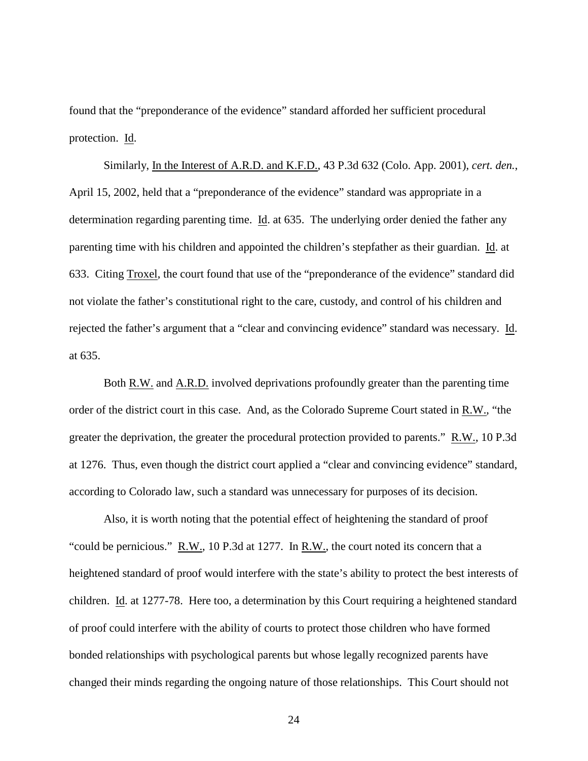found that the "preponderance of the evidence" standard afforded her sufficient procedural protection. Id.

Similarly, In the Interest of A.R.D. and K.F.D., 43 P.3d 632 (Colo. App. 2001), *cert. den.*, April 15, 2002, held that a "preponderance of the evidence" standard was appropriate in a determination regarding parenting time. Id. at 635. The underlying order denied the father any parenting time with his children and appointed the children's stepfather as their guardian. Id. at 633. Citing Troxel, the court found that use of the "preponderance of the evidence" standard did not violate the father's constitutional right to the care, custody, and control of his children and rejected the father's argument that a "clear and convincing evidence" standard was necessary. Id. at 635.

Both R.W. and A.R.D. involved deprivations profoundly greater than the parenting time order of the district court in this case. And, as the Colorado Supreme Court stated in R.W., "the greater the deprivation, the greater the procedural protection provided to parents." R.W., 10 P.3d at 1276. Thus, even though the district court applied a "clear and convincing evidence" standard, according to Colorado law, such a standard was unnecessary for purposes of its decision.

Also, it is worth noting that the potential effect of heightening the standard of proof "could be pernicious." R.W., 10 P.3d at 1277. In R.W., the court noted its concern that a heightened standard of proof would interfere with the state's ability to protect the best interests of children. Id. at 1277-78. Here too, a determination by this Court requiring a heightened standard of proof could interfere with the ability of courts to protect those children who have formed bonded relationships with psychological parents but whose legally recognized parents have changed their minds regarding the ongoing nature of those relationships. This Court should not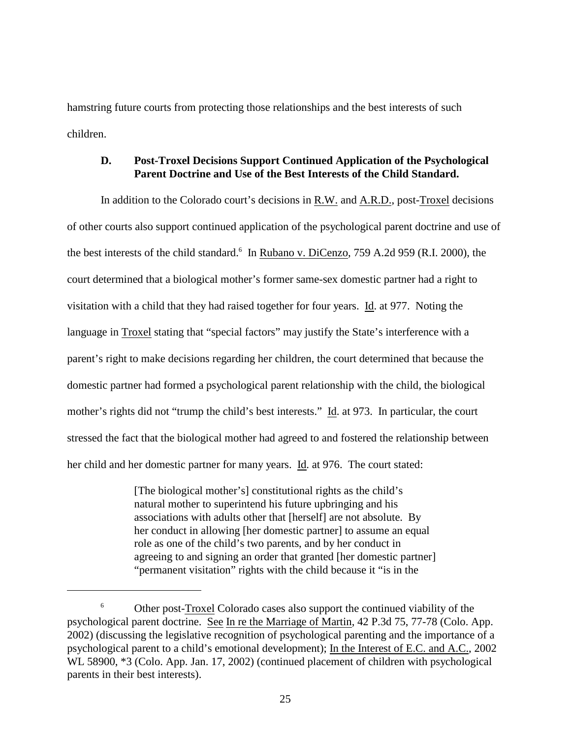hamstring future courts from protecting those relationships and the best interests of such children.

### D. Post-Troxel Decisions Support Continued Application of the Psychological Parent Doctrine and Use of the Best Interests of the Child Standard.

In addition to the Colorado court's decisions in R.W. and A.R.D., post-Troxel decisions of other courts also support continued application of the psychological parent doctrine and use of the best interests of the child standard.[6] In Rubano v. DiCenzo, 759 A.2d 959 (R.I. 2000), the court determined that a biological mother's former same-sex domestic partner had a right to visitation with a child that they had raised together for four years. Id. at 977. Noting the language in Troxel stating that "special factors" may justify the State's interference with a parent's right to make decisions regarding her children, the court determined that because the domestic partner had formed a psychological parent relationship with the child, the biological mother's rights did not "trump the child's best interests." Id. at 973. In particular, the court stressed the fact that the biological mother had agreed to and fostered the relationship between her child and her domestic partner for many years. Id. at 976. The court stated:

> [The biological mother's] constitutional rights as the child's natural mother to superintend his future upbringing and his associations with adults other that [herself] are not absolute. By her conduct in allowing [her domestic partner] to assume an equal role as one of the child's two parents, and by her conduct in agreeing to and signing an order that granted [her domestic partner] "permanent visitation" rights with the child because it "is in the

---

[6] Other post-Troxel Colorado cases also support the continued viability of the psychological parent doctrine. See In re the Marriage of Martin, 42 P.3d 75, 77-78 (Colo. App. 2002) (discussing the legislative recognition of psychological parenting and the importance of a psychological parent to a child's emotional development); In the Interest of E.C. and A.C., 2002 WL 58900, *3 (Colo. App. Jan. 17, 2002) (continued placement of children with psychological parents in their best interests).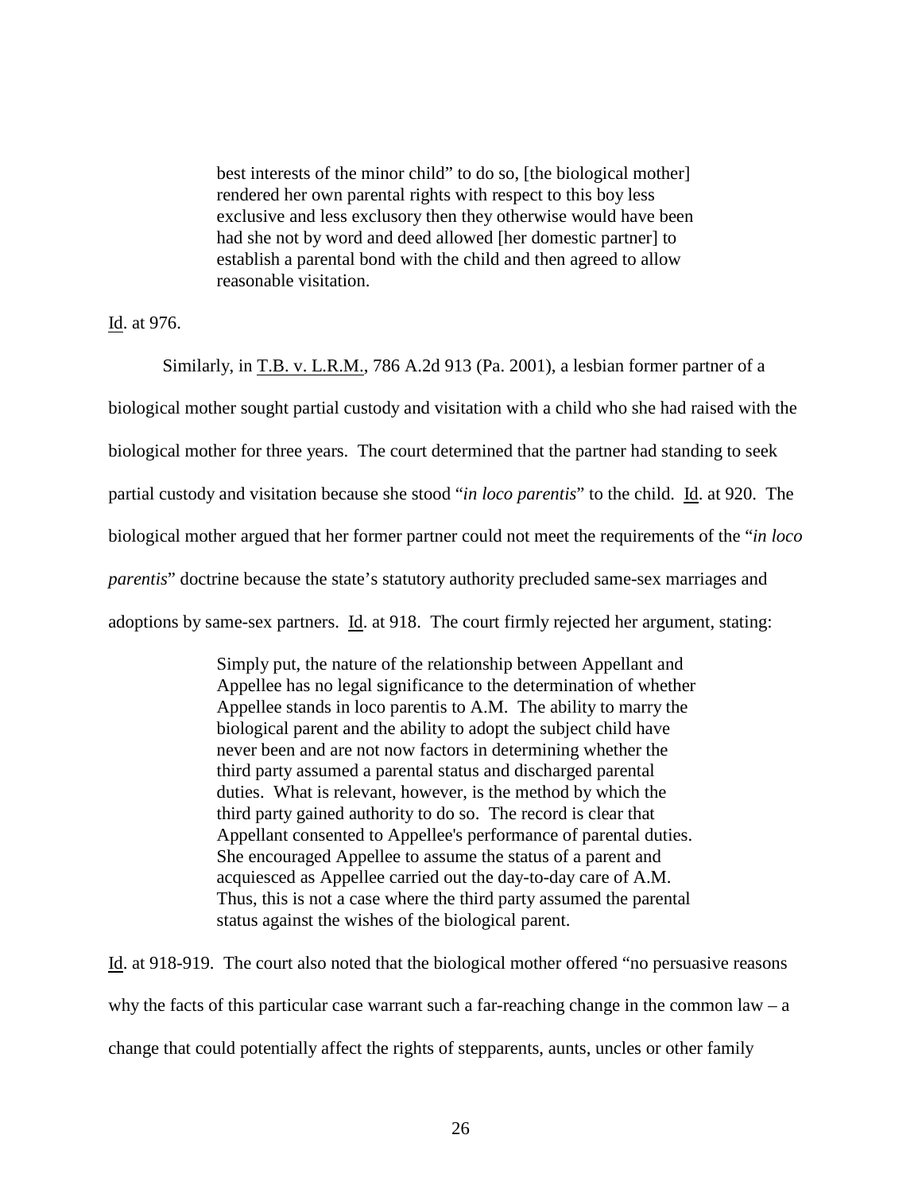> best interests of the minor child" to do so, [the biological mother] rendered her own parental rights with respect to this boy less exclusive and less exclusory then they otherwise would have been had she not by word and deed allowed [her domestic partner] to establish a parental bond with the child and then agreed to allow reasonable visitation.

Id. at 976.

Similarly, in T.B. v. L.R.M., 786 A.2d 913 (Pa. 2001), a lesbian former partner of a biological mother sought partial custody and visitation with a child who she had raised with the biological mother for three years. The court determined that the partner had standing to seek partial custody and visitation because she stood "*in loco parentis*" to the child. Id. at 920. The biological mother argued that her former partner could not meet the requirements of the "*in loco parentis*" doctrine because the state's statutory authority precluded same-sex marriages and adoptions by same-sex partners. Id. at 918. The court firmly rejected her argument, stating:

> Simply put, the nature of the relationship between Appellant and Appellee has no legal significance to the determination of whether Appellee stands in loco parentis to A.M. The ability to marry the biological parent and the ability to adopt the subject child have never been and are not now factors in determining whether the third party assumed a parental status and discharged parental duties. What is relevant, however, is the method by which the third party gained authority to do so. The record is clear that Appellant consented to Appellee's performance of parental duties. She encouraged Appellee to assume the status of a parent and acquiesced as Appellee carried out the day-to-day care of A.M. Thus, this is not a case where the third party assumed the parental status against the wishes of the biological parent.

Id. at 918-919. The court also noted that the biological mother offered "no persuasive reasons why the facts of this particular case warrant such a far-reaching change in the common law – a change that could potentially affect the rights of stepparents, aunts, uncles or other family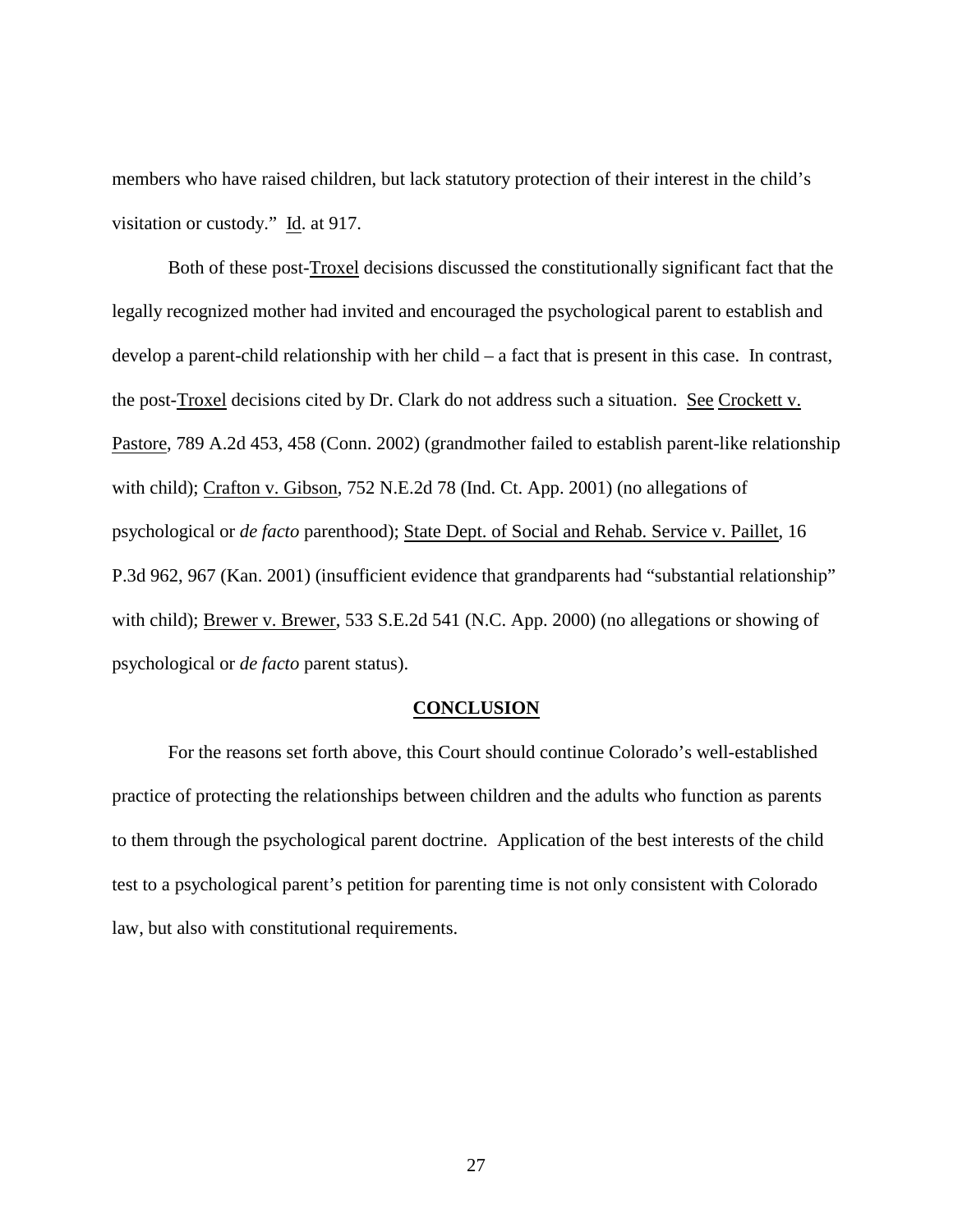members who have raised children, but lack statutory protection of their interest in the child's visitation or custody." Id. at 917.

Both of these post-Troxel decisions discussed the constitutionally significant fact that the legally recognized mother had invited and encouraged the psychological parent to establish and develop a parent-child relationship with her child – a fact that is present in this case. In contrast, the post-Troxel decisions cited by Dr. Clark do not address such a situation. See Crockett v. Pastore, 789 A.2d 453, 458 (Conn. 2002) (grandmother failed to establish parent-like relationship with child); Crafton v. Gibson, 752 N.E.2d 78 (Ind. Ct. App. 2001) (no allegations of psychological or *de facto* parenthood); State Dept. of Social and Rehab. Service v. Paillet, 16 P.3d 962, 967 (Kan. 2001) (insufficient evidence that grandparents had "substantial relationship" with child); Brewer v. Brewer, 533 S.E.2d 541 (N.C. App. 2000) (no allegations or showing of psychological or *de facto* parent status).

## CONCLUSION

For the reasons set forth above, this Court should continue Colorado's well-established practice of protecting the relationships between children and the adults who function as parents to them through the psychological parent doctrine. Application of the best interests of the child test to a psychological parent's petition for parenting time is not only consistent with Colorado law, but also with constitutional requirements.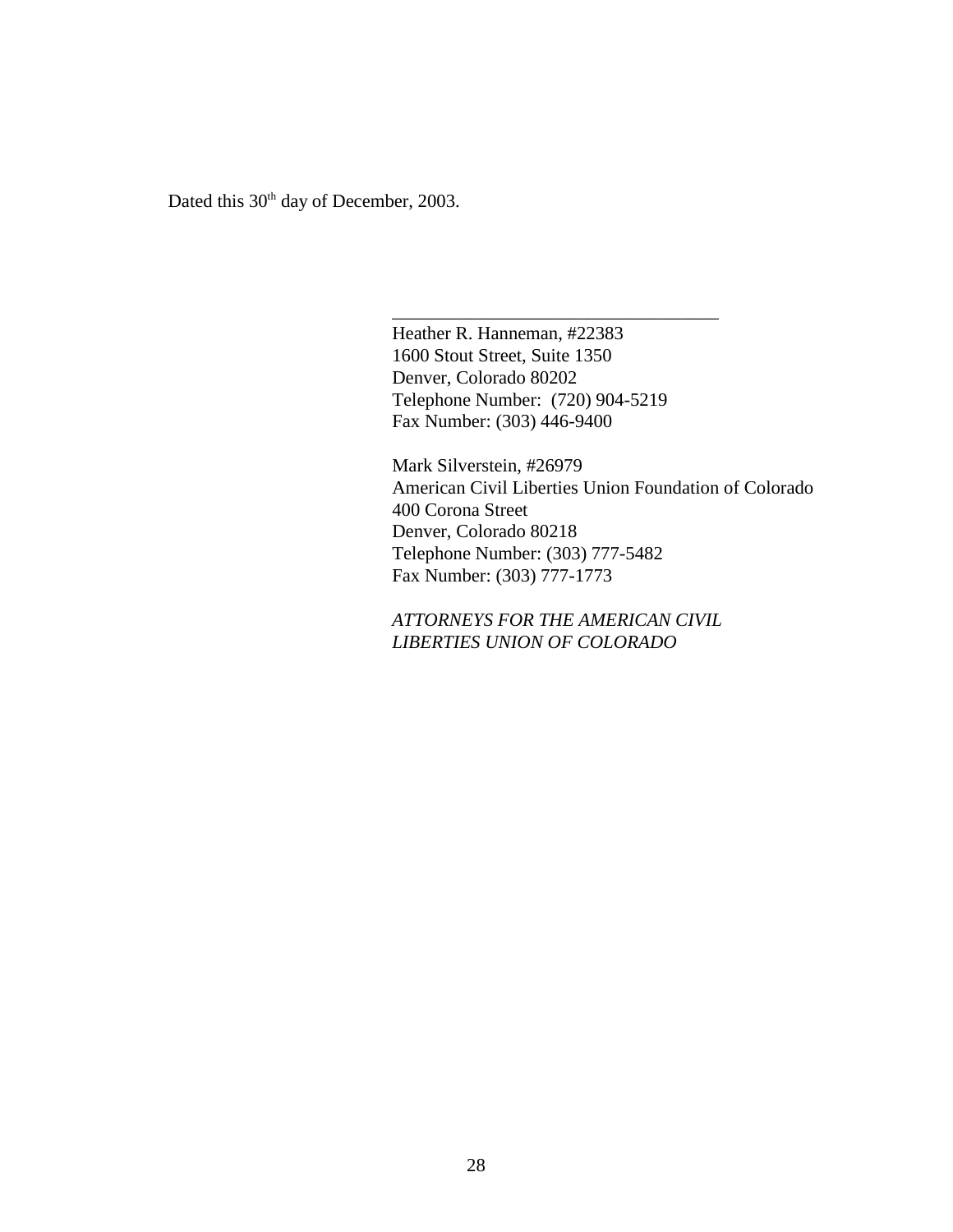Dated this 30th day of December, 2003.

\_\_\_\_\_\_\_\_\_\_\_\_\_\_\_\_\_\_\_\_\_\_\_\_\_\_\_\_\_\_\_\_\_\_\_\_

Heather R. Hanneman, #22383
1600 Stout Street, Suite 1350
Denver, Colorado 80202
Telephone Number: (720) 904-5219
Fax Number: (303) 446-9400

Mark Silverstein, #26979
American Civil Liberties Union Foundation of Colorado
400 Corona Street
Denver, Colorado 80218
Telephone Number: (303) 777-5482
Fax Number: (303) 777-1773

*ATTORNEYS FOR THE AMERICAN CIVIL LIBERTIES UNION OF COLORADO*